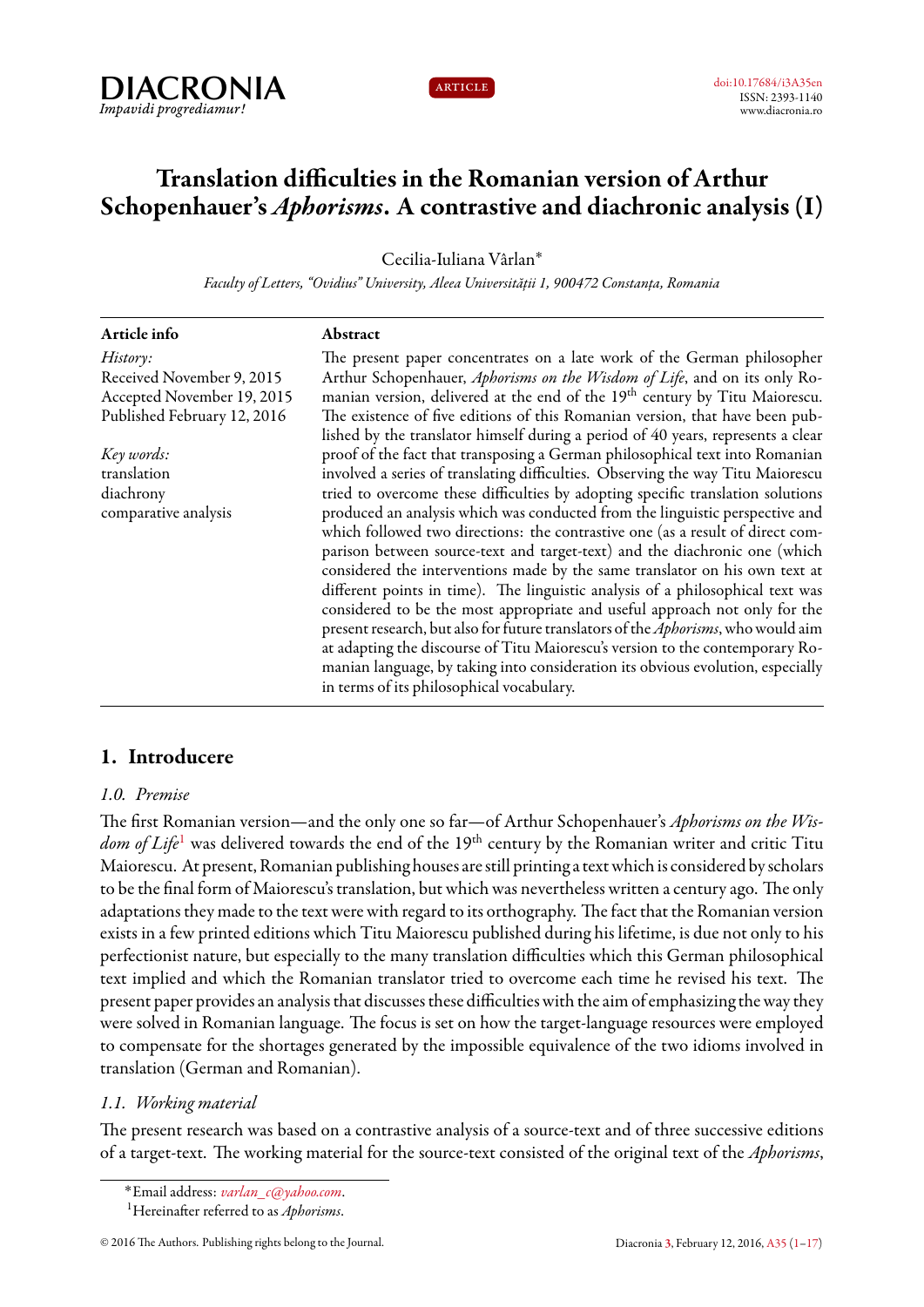# Translation difficulties in the Romanian version of Arthur Schopenhauer's *Aphorisms*. A contrastive and diachronic analysis (I)

Cecilia-Iuliana Vârlan*

*Faculty of Letters, "Ovidius" University, Aleea Universității 1, 900472 Constanța, Romania*

**Article info**

*History:*
Received November 9, 2015
Accepted November 19, 2015
Published February 12, 2016

*Key words:*
translation
diachrony
comparative analysis

**Abstract**

The present paper concentrates on a late work of the German philosopher Arthur Schopenhauer, *Aphorisms on the Wisdom of Life*, and on its only Romanian version, delivered at the end of the 19th century by Titu Maiorescu. The existence of five editions of this Romanian version, that have been published by the translator himself during a period of 40 years, represents a clear proof of the fact that transposing a German philosophical text into Romanian involved a series of translating difficulties. Observing the way Titu Maiorescu tried to overcome these difficulties by adopting specific translation solutions produced an analysis which was conducted from the linguistic perspective and which followed two directions: the contrastive one (as a result of direct comparison between source-text and target-text) and the diachronic one (which considered the interventions made by the same translator on his own text at different points in time). The linguistic analysis of a philosophical text was considered to be the most appropriate and useful approach not only for the present research, but also for future translators of the *Aphorisms*, who would aim at adapting the discourse of Titu Maiorescu's version to the contemporary Romanian language, by taking into consideration its obvious evolution, especially in terms of its philosophical vocabulary.

## 1. Introducere

### *1.0. Premise*

The first Romanian version—and the only one so far—of Arthur Schopenhauer's *Aphorisms on the Wisdom of Life*[1] was delivered towards the end of the 19th century by the Romanian writer and critic Titu Maiorescu. At present, Romanian publishing houses are still printing a text which is considered by scholars to be the final form of Maiorescu's translation, but which was nevertheless written a century ago. The only adaptations they made to the text were with regard to its orthography. The fact that the Romanian version exists in a few printed editions which Titu Maiorescu published during his lifetime, is due not only to his perfectionist nature, but especially to the many translation difficulties which this German philosophical text implied and which the Romanian translator tried to overcome each time he revised his text. The present paper provides an analysis that discusses these difficulties with the aim of emphasizing the way they were solved in Romanian language. The focus is set on how the target-language resources were employed to compensate for the shortages generated by the impossible equivalence of the two idioms involved in translation (German and Romanian).

### *1.1. Working material*

The present research was based on a contrastive analysis of a source-text and of three successive editions of a target-text. The working material for the source-text consisted of the original text of the *Aphorisms*,

*Email address: *varlan_c@yahoo.com*.

[1] Hereinafter referred to as *Aphorisms*.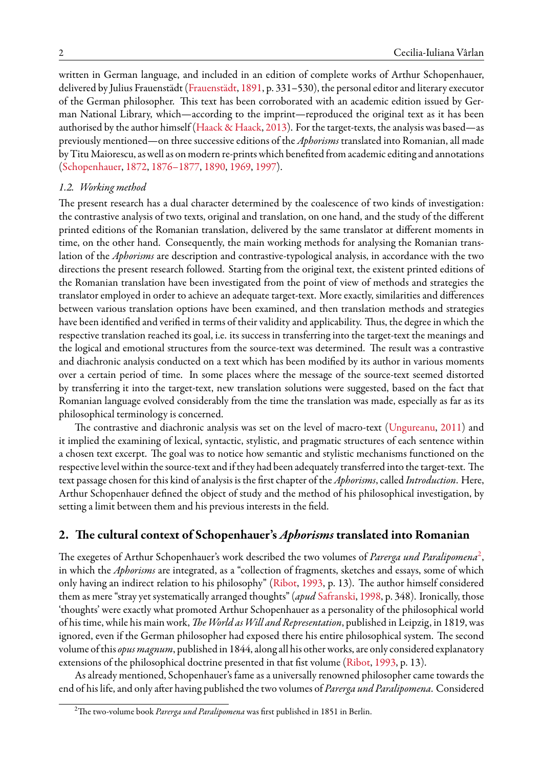written in German language, and included in an edition of complete works of Arthur Schopenhauer, delivered by Julius Frauenstädt (Frauenstädt, 1891, p. 331–530), the personal editor and literary executor of the German philosopher. This text has been corroborated with an academic edition issued by German National Library, which—according to the imprint—reproduced the original text as it has been authorised by the author himself (Haack & Haack, 2013). For the target-texts, the analysis was based—as previously mentioned—on three successive editions of the *Aphorisms* translated into Romanian, all made by Titu Maiorescu, as well as on modern re-prints which benefited from academic editing and annotations (Schopenhauer, 1872, 1876–1877, 1890, 1969, 1997).

### 1.2. Working method

The present research has a dual character determined by the coalescence of two kinds of investigation: the contrastive analysis of two texts, original and translation, on one hand, and the study of the different printed editions of the Romanian translation, delivered by the same translator at different moments in time, on the other hand. Consequently, the main working methods for analysing the Romanian translation of the *Aphorisms* are description and contrastive-typological analysis, in accordance with the two directions the present research followed. Starting from the original text, the existent printed editions of the Romanian translation have been investigated from the point of view of methods and strategies the translator employed in order to achieve an adequate target-text. More exactly, similarities and differences between various translation options have been examined, and then translation methods and strategies have been identified and verified in terms of their validity and applicability. Thus, the degree in which the respective translation reached its goal, i.e. its success in transferring into the target-text the meanings and the logical and emotional structures from the source-text was determined. The result was a contrastive and diachronic analysis conducted on a text which has been modified by its author in various moments over a certain period of time. In some places where the message of the source-text seemed distorted by transferring it into the target-text, new translation solutions were suggested, based on the fact that Romanian language evolved considerably from the time the translation was made, especially as far as its philosophical terminology is concerned.

The contrastive and diachronic analysis was set on the level of macro-text (Ungureanu, 2011) and it implied the examining of lexical, syntactic, stylistic, and pragmatic structures of each sentence within a chosen text excerpt. The goal was to notice how semantic and stylistic mechanisms functioned on the respective level within the source-text and if they had been adequately transferred into the target-text. The text passage chosen for this kind of analysis is the first chapter of the *Aphorisms*, called *Introduction*. Here, Arthur Schopenhauer defined the object of study and the method of his philosophical investigation, by setting a limit between them and his previous interests in the field.

## 2. The cultural context of Schopenhauer's *Aphorisms* translated into Romanian

The exegetes of Arthur Schopenhauer's work described the two volumes of *Parerga und Paralipomena*[2], in which the *Aphorisms* are integrated, as a "collection of fragments, sketches and essays, some of which only having an indirect relation to his philosophy" (Ribot, 1993, p. 13). The author himself considered them as mere "stray yet systematically arranged thoughts" (*apud* Safranski, 1998, p. 348). Ironically, those 'thoughts' were exactly what promoted Arthur Schopenhauer as a personality of the philosophical world of his time, while his main work, *The World as Will and Representation*, published in Leipzig, in 1819, was ignored, even if the German philosopher had exposed there his entire philosophical system. The second volume of this *opus magnum*, published in 1844, along all his other works, are only considered explanatory extensions of the philosophical doctrine presented in that fist volume (Ribot, 1993, p. 13).

As already mentioned, Schopenhauer's fame as a universally renowned philosopher came towards the end of his life, and only after having published the two volumes of *Parerga und Paralipomena*. Considered

[2] The two-volume book *Parerga und Paralipomena* was first published in 1851 in Berlin.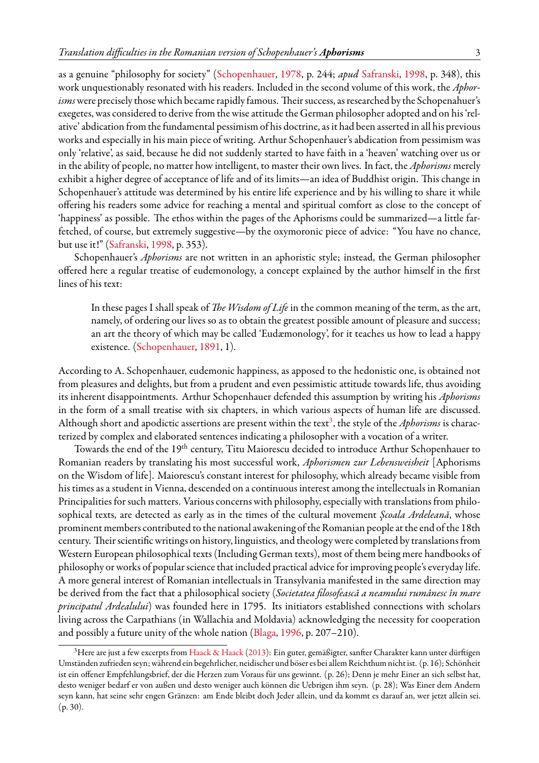as a genuine "philosophy for society" (Schopenhauer, 1978, p. 244; *apud* Safranski, 1998, p. 348), this work unquestionably resonated with his readers. Included in the second volume of this work, the *Aphorisms* were precisely those which became rapidly famous. Their success, as researched by the Schopenahuer's exegetes, was considered to derive from the wise attitude the German philosopher adopted and on his 'relative' abdication from the fundamental pessimism of his doctrine, as it had been asserted in all his previous works and especially in his main piece of writing. Arthur Schopenhauer's abdication from pessimism was only 'relative', as said, because he did not suddenly started to have faith in a 'heaven' watching over us or in the ability of people, no matter how intelligent, to master their own lives. In fact, the *Aphorisms* merely exhibit a higher degree of acceptance of life and of its limits—an idea of Buddhist origin. This change in Schopenhauer's attitude was determined by his entire life experience and by his willing to share it while offering his readers some advice for reaching a mental and spiritual comfort as close to the concept of 'happiness' as possible. The ethos within the pages of the Aphorisms could be summarized—a little far-fetched, of course, but extremely suggestive—by the oxymoronic piece of advice: "You have no chance, but use it!" (Safranski, 1998, p. 353).

Schopenhauer's *Aphorisms* are not written in an aphoristic style; instead, the German philosopher offered here a regular treatise of eudemonology, a concept explained by the author himself in the first lines of his text:

> In these pages I shall speak of *The Wisdom of Life* in the common meaning of the term, as the art, namely, of ordering our lives so as to obtain the greatest possible amount of pleasure and success; an art the theory of which may be called 'Eudæmonology', for it teaches us how to lead a happy existence. (Schopenhauer, 1891, 1).

According to A. Schopenhauer, eudemonic happiness, as apposed to the hedonistic one, is obtained not from pleasures and delights, but from a prudent and even pessimistic attitude towards life, thus avoiding its inherent disappointments. Arthur Schopenhauer defended this assumption by writing his *Aphorisms* in the form of a small treatise with six chapters, in which various aspects of human life are discussed. Although short and apodictic assertions are present within the text[3], the style of the *Aphorisms* is characterized by complex and elaborated sentences indicating a philosopher with a vocation of a writer.

Towards the end of the 19th century, Titu Maiorescu decided to introduce Arthur Schopenhauer to Romanian readers by translating his most successful work, *Aphorismen zur Lebensweisheit* [Aphorisms on the Wisdom of life]. Maiorescu's constant interest for philosophy, which already became visible from his times as a student in Vienna, descended on a continuous interest among the intellectuals in Romanian Principalities for such matters. Various concerns with philosophy, especially with translations from philosophical texts, are detected as early as in the times of the cultural movement *Şcoala Ardeleană*, whose prominent members contributed to the national awakening of the Romanian people at the end of the 18th century. Their scientific writings on history, linguistics, and theology were completed by translations from Western European philosophical texts (Including German texts), most of them being mere handbooks of philosophy or works of popular science that included practical advice for improving people's everyday life. A more general interest of Romanian intellectuals in Transylvania manifested in the same direction may be derived from the fact that a philosophical society (*Societatea filosofească a neamului rumânesc în mare principatul Ardealului*) was founded here in 1795. Its initiators established connections with scholars living across the Carpathians (in Wallachia and Moldavia) acknowledging the necessity for cooperation and possibly a future unity of the whole nation (Blaga, 1996, p. 207–210).

---

[3] Here are just a few excerpts from Haack & Haack (2013): Ein guter, gemäßigter, sanfter Charakter kann unter dürftigen Umständen zufrieden seyn; während ein begehrlicher, neidischer und böser es bei allem Reichthum nicht ist. (p. 16); Schönheit ist ein offener Empfehlungsbrief, der die Herzen zum Voraus für uns gewinnt. (p. 26); Denn je mehr Einer an sich selbst hat, desto weniger bedarf er von außen und desto weniger auch können die Uebrigen ihm seyn. (p. 28); Was Einer dem Andern seyn kann, hat seine sehr engen Gränzen: am Ende bleibt doch Jeder allein, und da kommt es darauf an, wer jetzt allein sei. (p. 30).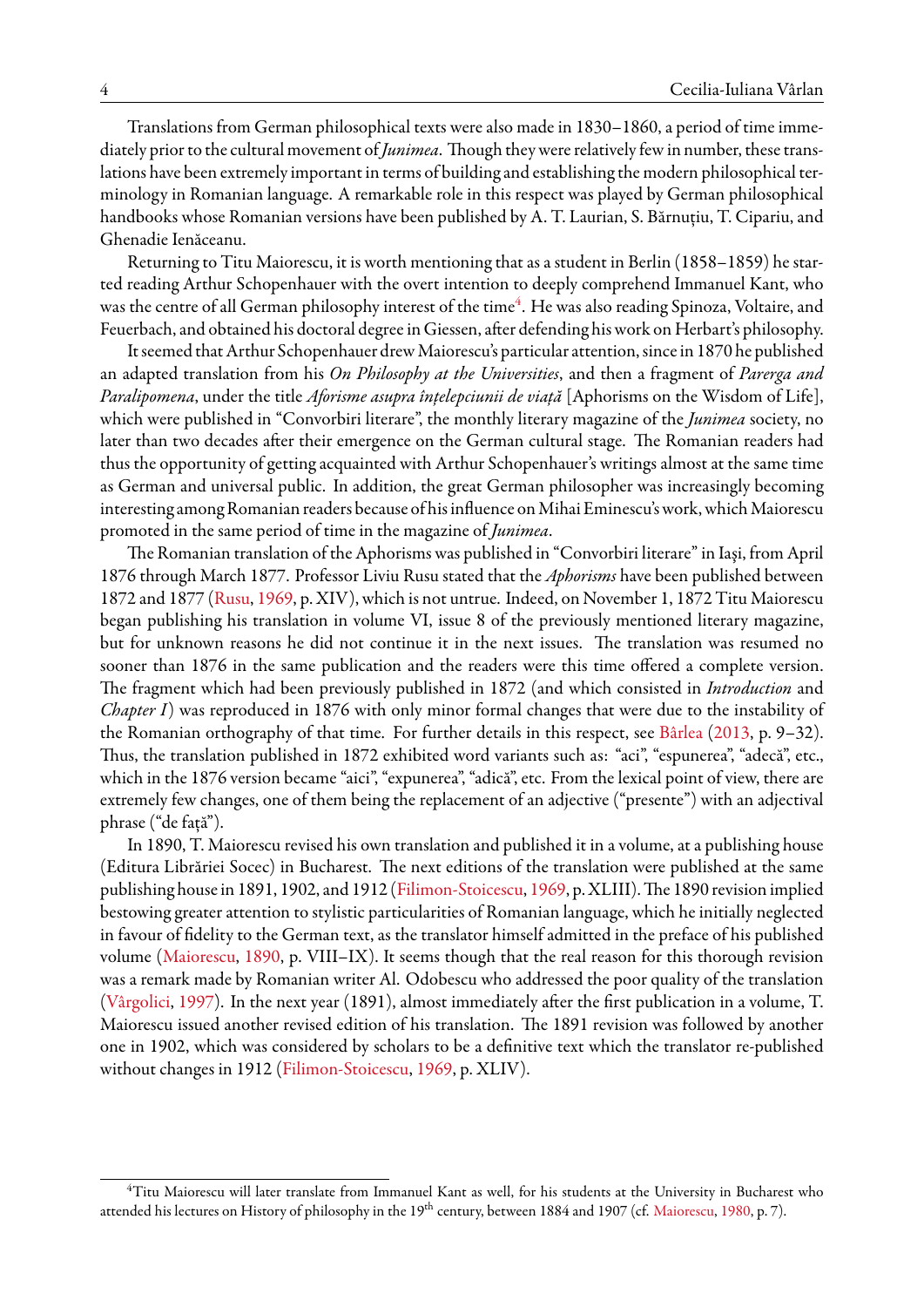Translations from German philosophical texts were also made in 1830–1860, a period of time immediately prior to the cultural movement of *Junimea*. Though they were relatively few in number, these translations have been extremely important in terms of building and establishing the modern philosophical terminology in Romanian language. A remarkable role in this respect was played by German philosophical handbooks whose Romanian versions have been published by A. T. Laurian, S. Bărnuțiu, T. Cipariu, and Ghenadie Ienăceanu.

Returning to Titu Maiorescu, it is worth mentioning that as a student in Berlin (1858–1859) he started reading Arthur Schopenhauer with the overt intention to deeply comprehend Immanuel Kant, who was the centre of all German philosophy interest of the time[4]. He was also reading Spinoza, Voltaire, and Feuerbach, and obtained his doctoral degree in Giessen, after defending his work on Herbart's philosophy.

It seemed that Arthur Schopenhauer drew Maiorescu's particular attention, since in 1870 he published an adapted translation from his *On Philosophy at the Universities*, and then a fragment of *Parerga and Paralipomena*, under the title *Aforisme asupra înțelepciunii de viață* [Aphorisms on the Wisdom of Life], which were published in "Convorbiri literare", the monthly literary magazine of the *Junimea* society, no later than two decades after their emergence on the German cultural stage. The Romanian readers had thus the opportunity of getting acquainted with Arthur Schopenhauer's writings almost at the same time as German and universal public. In addition, the great German philosopher was increasingly becoming interesting among Romanian readers because of his influence on Mihai Eminescu's work, which Maiorescu promoted in the same period of time in the magazine of *Junimea*.

The Romanian translation of the Aphorisms was published in "Convorbiri literare" in Iaşi, from April 1876 through March 1877. Professor Liviu Rusu stated that the *Aphorisms* have been published between 1872 and 1877 (Rusu, 1969, p. XIV), which is not untrue. Indeed, on November 1, 1872 Titu Maiorescu began publishing his translation in volume VI, issue 8 of the previously mentioned literary magazine, but for unknown reasons he did not continue it in the next issues. The translation was resumed no sooner than 1876 in the same publication and the readers were this time offered a complete version. The fragment which had been previously published in 1872 (and which consisted in *Introduction* and *Chapter I*) was reproduced in 1876 with only minor formal changes that were due to the instability of the Romanian orthography of that time. For further details in this respect, see Bârlea (2013, p. 9–32). Thus, the translation published in 1872 exhibited word variants such as: "aci", "espunerea", "adecă", etc., which in the 1876 version became "aici", "expunerea", "adică", etc. From the lexical point of view, there are extremely few changes, one of them being the replacement of an adjective ("presente") with an adjectival phrase ("de față").

In 1890, T. Maiorescu revised his own translation and published it in a volume, at a publishing house (Editura Librăriei Socec) in Bucharest. The next editions of the translation were published at the same publishing house in 1891, 1902, and 1912 (Filimon-Stoicescu, 1969, p. XLIII). The 1890 revision implied bestowing greater attention to stylistic particularities of Romanian language, which he initially neglected in favour of fidelity to the German text, as the translator himself admitted in the preface of his published volume (Maiorescu, 1890, p. VIII–IX). It seems though that the real reason for this thorough revision was a remark made by Romanian writer Al. Odobescu who addressed the poor quality of the translation (Vârgolici, 1997). In the next year (1891), almost immediately after the first publication in a volume, T. Maiorescu issued another revised edition of his translation. The 1891 revision was followed by another one in 1902, which was considered by scholars to be a definitive text which the translator re-published without changes in 1912 (Filimon-Stoicescu, 1969, p. XLIV).

---

[4]Titu Maiorescu will later translate from Immanuel Kant as well, for his students at the University in Bucharest who attended his lectures on History of philosophy in the 19th century, between 1884 and 1907 (cf. Maiorescu, 1980, p. 7).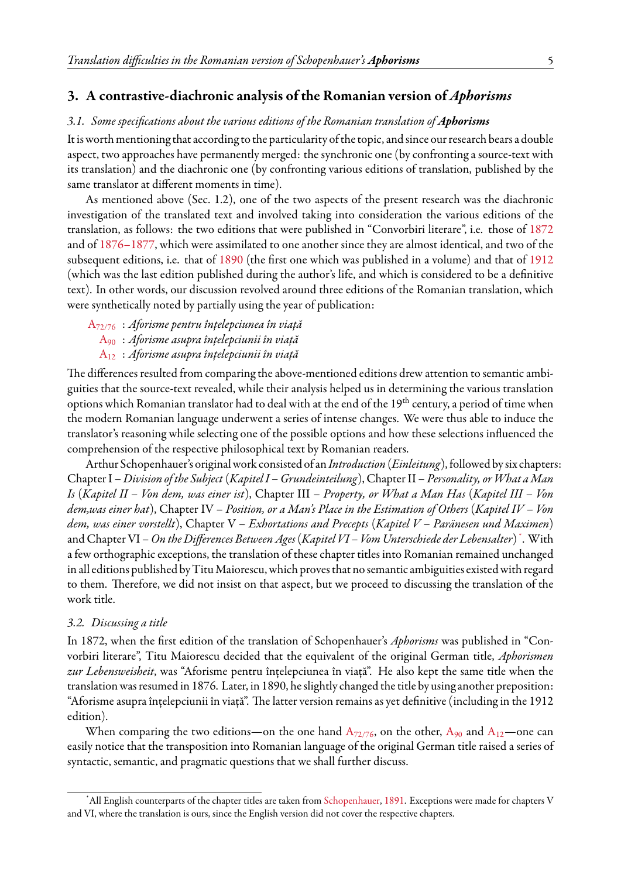## 3. A contrastive-diachronic analysis of the Romanian version of *Aphorisms*

### 3.1. *Some specifications about the various editions of the Romanian translation of* ***Aphorisms***

It is worth mentioning that according to the particularity of the topic, and since our research bears a double aspect, two approaches have permanently merged: the synchronic one (by confronting a source-text with its translation) and the diachronic one (by confronting various editions of translation, published by the same translator at different moments in time).

As mentioned above (Sec. 1.2), one of the two aspects of the present research was the diachronic investigation of the translated text and involved taking into consideration the various editions of the translation, as follows: the two editions that were published in "Convorbiri literare", i.e. those of 1872 and of 1876–1877, which were assimilated to one another since they are almost identical, and two of the subsequent editions, i.e. that of 1890 (the first one which was published in a volume) and that of 1912 (which was the last edition published during the author's life, and which is considered to be a definitive text). In other words, our discussion revolved around three editions of the Romanian translation, which were synthetically noted by partially using the year of publication:

$A_{72/76}$ : *Aforisme pentru înțelepciunea în viață*
$A_{90}$ : *Aforisme asupra înțelepciunii în viață*
$A_{12}$ : *Aforisme asupra înțelepciunii în viață*

The differences resulted from comparing the above-mentioned editions drew attention to semantic ambiguities that the source-text revealed, while their analysis helped us in determining the various translation options which Romanian translator had to deal with at the end of the 19th century, a period of time when the modern Romanian language underwent a series of intense changes. We were thus able to induce the translator's reasoning while selecting one of the possible options and how these selections influenced the comprehension of the respective philosophical text by Romanian readers.

Arthur Schopenhauer's original work consisted of an *Introduction* (*Einleitung*), followed by six chapters: Chapter I – *Division of the Subject* (*Kapitel I – Grundeinteilung*), Chapter II – *Personality, or What a Man Is* (*Kapitel II – Von dem, was einer ist*), Chapter III – *Property, or What a Man Has* (*Kapitel III – Von dem,was einer hat*), Chapter IV – *Position, or a Man's Place in the Estimation of Others* (*Kapitel IV – Von dem, was einer vorstellt*), Chapter V – *Exhortations and Precepts* (*Kapitel V – Paränesen und Maximen*) and Chapter VI – *On the Differences Between Ages* (*Kapitel VI – Vom Unterschiede der Lebensalter*) [*]. With a few orthographic exceptions, the translation of these chapter titles into Romanian remained unchanged in all editions published by Titu Maiorescu, which proves that no semantic ambiguities existed with regard to them. Therefore, we did not insist on that aspect, but we proceed to discussing the translation of the work title.

### 3.2. *Discussing a title*

In 1872, when the first edition of the translation of Schopenhauer's *Aphorisms* was published in "Convorbiri literare", Titu Maiorescu decided that the equivalent of the original German title, *Aphorismen zur Lebensweisheit*, was "Aforisme pentru înțelepciunea în viață". He also kept the same title when the translation was resumed in 1876. Later, in 1890, he slightly changed the title by using another preposition: "Aforisme asupra înțelepciunii în viață". The latter version remains as yet definitive (including in the 1912 edition).

When comparing the two editions—on the one hand $A_{72/76}$, on the other, $A_{90}$ and $A_{12}$—one can easily notice that the transposition into Romanian language of the original German title raised a series of syntactic, semantic, and pragmatic questions that we shall further discuss.

---

[*] All English counterparts of the chapter titles are taken from Schopenhauer, 1891. Exceptions were made for chapters V and VI, where the translation is ours, since the English version did not cover the respective chapters.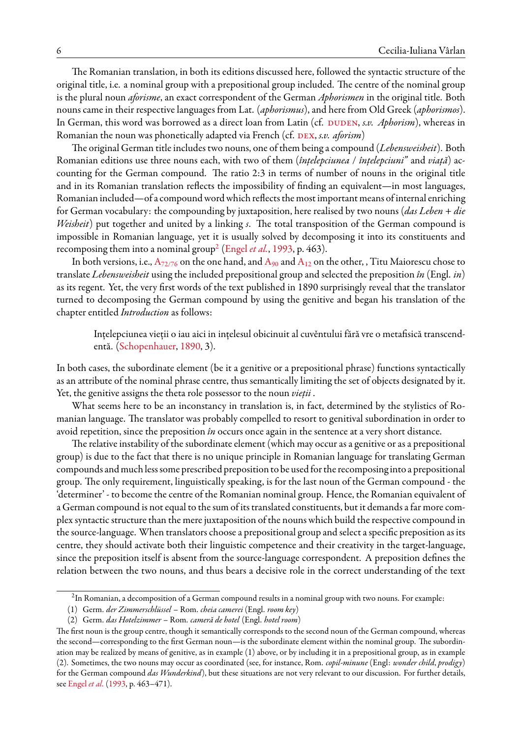The Romanian translation, in both its editions discussed here, followed the syntactic structure of the original title, i.e. a nominal group with a prepositional group included. The centre of the nominal group is the plural noun *aforisme*, an exact correspondent of the German *Aphorismen* in the original title. Both nouns came in their respective languages from Lat. (*aphorismus*), and here from Old Greek (*aphorismos*). In German, this word was borrowed as a direct loan from Latin (cf. DUDEN, *s.v. Aphorism*), whereas in Romanian the noun was phonetically adapted via French (cf. DEX, *s.v. aforism*)

The original German title includes two nouns, one of them being a compound (*Lebensweisheit*). Both Romanian editions use three nouns each, with two of them (*înțelepciunea / înțelepciuni"* and *viață*) accounting for the German compound. The ratio 2:3 in terms of number of nouns in the original title and in its Romanian translation reflects the impossibility of finding an equivalent—in most languages, Romanian included—of a compound word which reflects the most important means of internal enriching for German vocabulary: the compounding by juxtaposition, here realised by two nouns (*das Leben* + *die Weisheit*) put together and united by a linking *s*. The total transposition of the German compound is impossible in Romanian language, yet it is usually solved by decomposing it into its constituents and recomposing them into a nominal group[2] (Engel *et al.*, 1993, p. 463).

In both versions, i.e., $A_{72/76}$ on the one hand, and $A_{90}$ and $A_{12}$ on the other, , Titu Maiorescu chose to translate *Lebensweisheit* using the included prepositional group and selected the preposition *în* (Engl. *in*) as its regent. Yet, the very first words of the text published in 1890 surprisingly reveal that the translator turned to decomposing the German compound by using the genitive and began his translation of the chapter entitled *Introduction* as follows:

> Ințelepciunea vieții o iau aici in ințelesul obicinuit al cuvĕntului fără vre o metafisică transcendentă. (Schopenhauer, 1890, 3).

In both cases, the subordinate element (be it a genitive or a prepositional phrase) functions syntactically as an attribute of the nominal phrase centre, thus semantically limiting the set of objects designated by it. Yet, the genitive assigns the theta role possessor to the noun *vieții* .

What seems here to be an inconstancy in translation is, in fact, determined by the stylistics of Romanian language. The translator was probably compelled to resort to genitival subordination in order to avoid repetition, since the preposition *în* occurs once again in the sentence at a very short distance.

The relative instability of the subordinate element (which may occur as a genitive or as a prepositional group) is due to the fact that there is no unique principle in Romanian language for translating German compounds and much less some prescribed preposition to be used for the recomposing into a prepositional group. The only requirement, linguistically speaking, is for the last noun of the German compound - the 'determiner' - to become the centre of the Romanian nominal group. Hence, the Romanian equivalent of a German compound is not equal to the sum of its translated constituents, but it demands a far more complex syntactic structure than the mere juxtaposition of the nouns which build the respective compound in the source-language. When translators choose a prepositional group and select a specific preposition as its centre, they should activate both their linguistic competence and their creativity in the target-language, since the preposition itself is absent from the source-language correspondent. A preposition defines the relation between the two nouns, and thus bears a decisive role in the correct understanding of the text

---

[2] In Romanian, a decomposition of a German compound results in a nominal group with two nouns. For example:

(1) Germ. *der Zimmerschlüssel* – Rom. *cheia camerei* (Engl. *room key*)

(2) Germ. *das Hotelzimmer* – Rom. *cameră de hotel* (Engl. *hotel room*)

The first noun is the group centre, though it semantically corresponds to the second noun of the German compound, whereas the second—corresponding to the first German noun—is the subordinate element within the nominal group. The subordination may be realized by means of genitive, as in example (1) above, or by including it in a prepositional group, as in example (2). Sometimes, the two nouns may occur as coordinated (see, for instance, Rom. *copil-minune* (Engl: *wonder child*, *prodigy*) for the German compound *das Wunderkind*), but these situations are not very relevant to our discussion. For further details, see Engel *et al.* (1993, p. 463–471).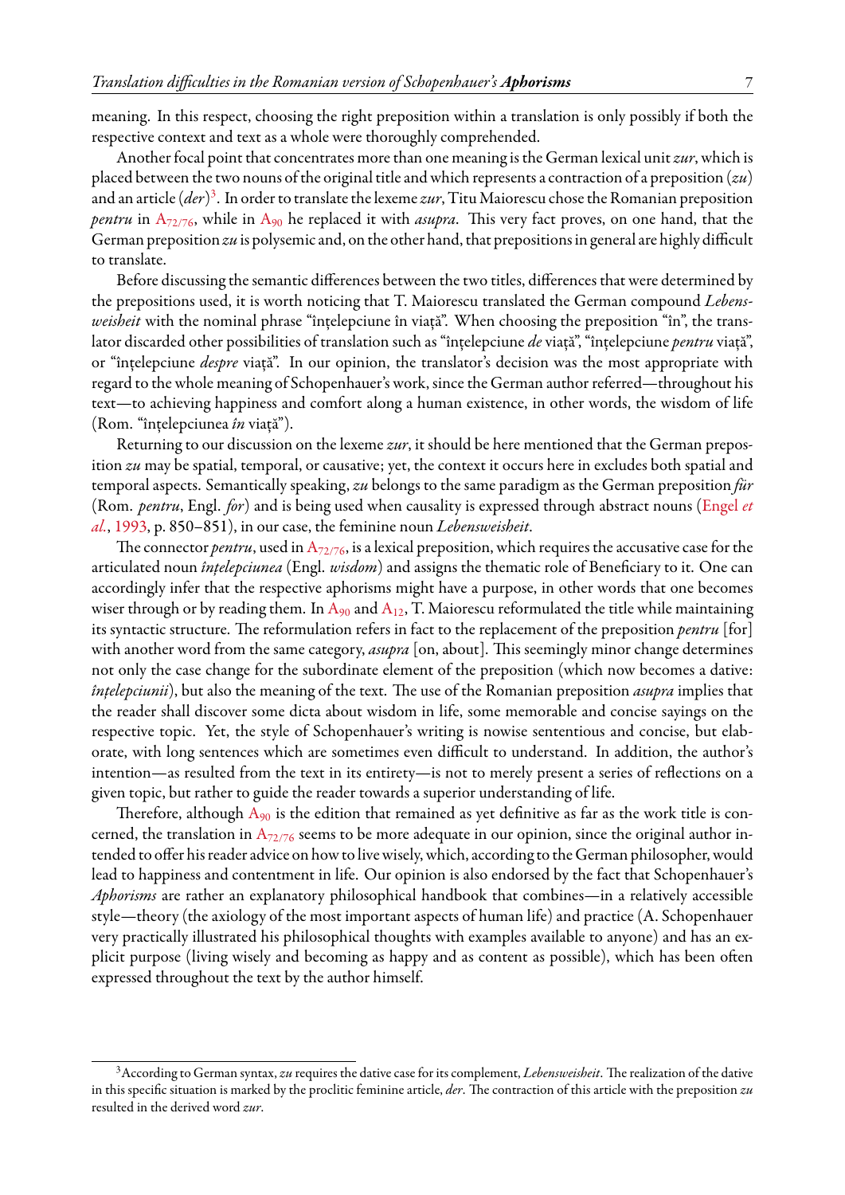meaning. In this respect, choosing the right preposition within a translation is only possibly if both the respective context and text as a whole were thoroughly comprehended.

Another focal point that concentrates more than one meaning is the German lexical unit *zur*, which is placed between the two nouns of the original title and which represents a contraction of a preposition (*zu*) and an article (*der*)[3]. In order to translate the lexeme *zur*, Titu Maiorescu chose the Romanian preposition *pentru* in $A_{72/76}$, while in $A_{90}$ he replaced it with *asupra*. This very fact proves, on one hand, that the German preposition *zu* is polysemic and, on the other hand, that prepositions in general are highly difficult to translate.

Before discussing the semantic differences between the two titles, differences that were determined by the prepositions used, it is worth noticing that T. Maiorescu translated the German compound *Lebensweisheit* with the nominal phrase "înțelepciune în viață". When choosing the preposition "în", the translator discarded other possibilities of translation such as "înțelepciune *de* viață", "înțelepciune *pentru* viață", or "înțelepciune *despre* viață". In our opinion, the translator's decision was the most appropriate with regard to the whole meaning of Schopenhauer's work, since the German author referred—throughout his text—to achieving happiness and comfort along a human existence, in other words, the wisdom of life (Rom. "înțelepciunea *în* viață").

Returning to our discussion on the lexeme *zur*, it should be here mentioned that the German preposition *zu* may be spatial, temporal, or causative; yet, the context it occurs here in excludes both spatial and temporal aspects. Semantically speaking, *zu* belongs to the same paradigm as the German preposition *für* (Rom. *pentru*, Engl. *for*) and is being used when causality is expressed through abstract nouns (Engel *et al.*, 1993, p. 850–851), in our case, the feminine noun *Lebensweisheit*.

The connector *pentru*, used in $A_{72/76}$, is a lexical preposition, which requires the accusative case for the articulated noun *înțelepciunea* (Engl. *wisdom*) and assigns the thematic role of Beneficiary to it. One can accordingly infer that the respective aphorisms might have a purpose, in other words that one becomes wiser through or by reading them. In $A_{90}$ and $A_{12}$, T. Maiorescu reformulated the title while maintaining its syntactic structure. The reformulation refers in fact to the replacement of the preposition *pentru* [for] with another word from the same category, *asupra* [on, about]. This seemingly minor change determines not only the case change for the subordinate element of the preposition (which now becomes a dative: *înțelepciunii*), but also the meaning of the text. The use of the Romanian preposition *asupra* implies that the reader shall discover some dicta about wisdom in life, some memorable and concise sayings on the respective topic. Yet, the style of Schopenhauer's writing is nowise sententious and concise, but elaborate, with long sentences which are sometimes even difficult to understand. In addition, the author's intention—as resulted from the text in its entirety—is not to merely present a series of reflections on a given topic, but rather to guide the reader towards a superior understanding of life.

Therefore, although $A_{90}$ is the edition that remained as yet definitive as far as the work title is concerned, the translation in $A_{72/76}$ seems to be more adequate in our opinion, since the original author intended to offer his reader advice on how to live wisely, which, according to the German philosopher, would lead to happiness and contentment in life. Our opinion is also endorsed by the fact that Schopenhauer's *Aphorisms* are rather an explanatory philosophical handbook that combines—in a relatively accessible style—theory (the axiology of the most important aspects of human life) and practice (A. Schopenhauer very practically illustrated his philosophical thoughts with examples available to anyone) and has an explicit purpose (living wisely and becoming as happy and as content as possible), which has been often expressed throughout the text by the author himself.

---

[3] According to German syntax, *zu* requires the dative case for its complement, *Lebensweisheit*. The realization of the dative in this specific situation is marked by the proclitic feminine article, *der*. The contraction of this article with the preposition *zu* resulted in the derived word *zur*.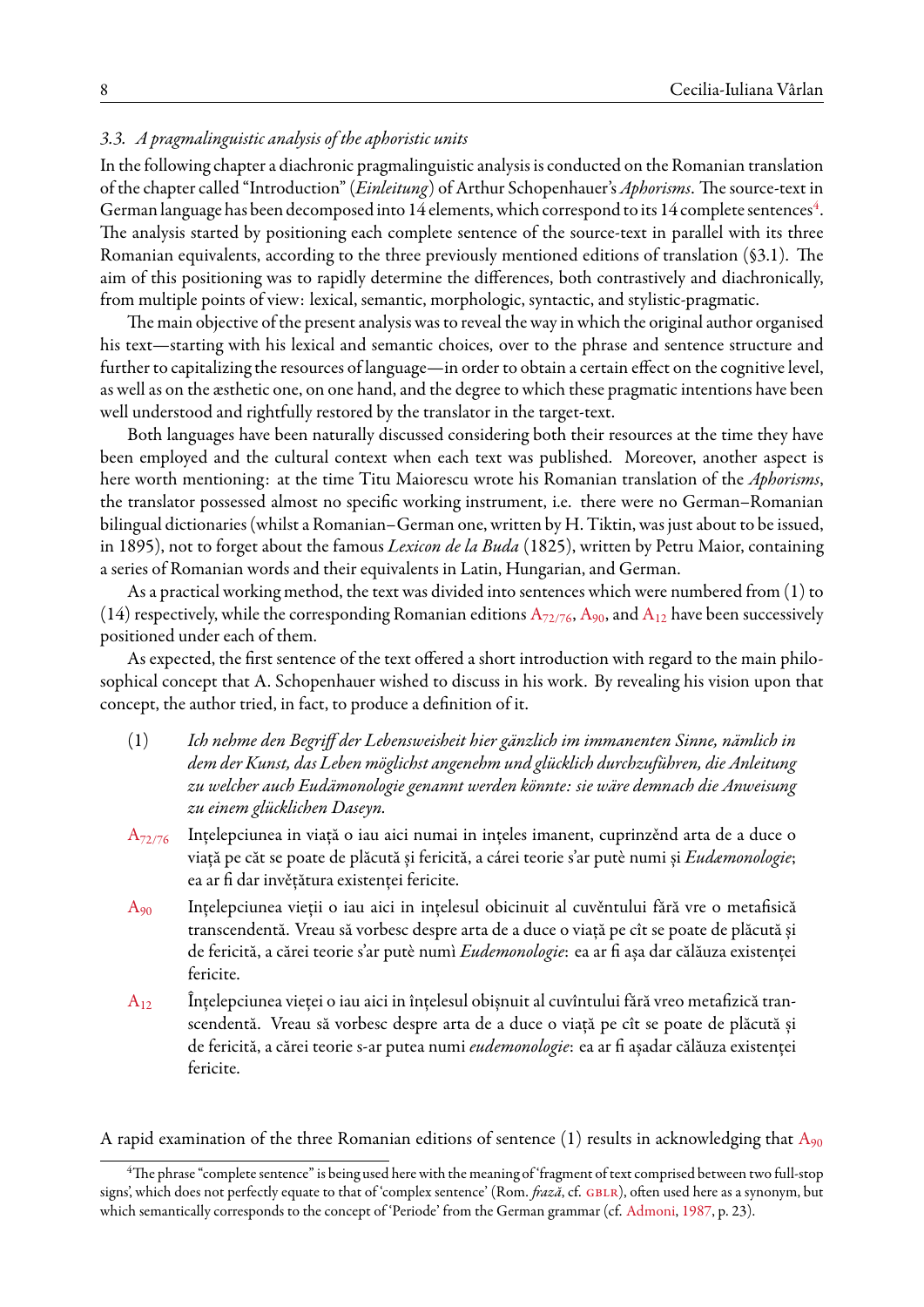### *3.3. A pragmalinguistic analysis of the aphoristic units*

In the following chapter a diachronic pragmalinguistic analysis is conducted on the Romanian translation of the chapter called "Introduction" (*Einleitung*) of Arthur Schopenhauer's *Aphorisms*. The source-text in German language has been decomposed into 14 elements, which correspond to its 14 complete sentences[4]. The analysis started by positioning each complete sentence of the source-text in parallel with its three Romanian equivalents, according to the three previously mentioned editions of translation (§3.1). The aim of this positioning was to rapidly determine the differences, both contrastively and diachronically, from multiple points of view: lexical, semantic, morphologic, syntactic, and stylistic-pragmatic.

The main objective of the present analysis was to reveal the way in which the original author organised his text—starting with his lexical and semantic choices, over to the phrase and sentence structure and further to capitalizing the resources of language—in order to obtain a certain effect on the cognitive level, as well as on the æsthetic one, on one hand, and the degree to which these pragmatic intentions have been well understood and rightfully restored by the translator in the target-text.

Both languages have been naturally discussed considering both their resources at the time they have been employed and the cultural context when each text was published. Moreover, another aspect is here worth mentioning: at the time Titu Maiorescu wrote his Romanian translation of the *Aphorisms*, the translator possessed almost no specific working instrument, i.e. there were no German–Romanian bilingual dictionaries (whilst a Romanian–German one, written by H. Tiktin, was just about to be issued, in 1895), not to forget about the famous *Lexicon de la Buda* (1825), written by Petru Maior, containing a series of Romanian words and their equivalents in Latin, Hungarian, and German.

As a practical working method, the text was divided into sentences which were numbered from (1) to (14) respectively, while the corresponding Romanian editions $A_{72/76}$, $A_{90}$, and $A_{12}$ have been successively positioned under each of them.

As expected, the first sentence of the text offered a short introduction with regard to the main philosophical concept that A. Schopenhauer wished to discuss in his work. By revealing his vision upon that concept, the author tried, in fact, to produce a definition of it.

(1) *Ich nehme den Begriff der Lebensweisheit hier gänzlich im immanenten Sinne, nämlich in dem der Kunst, das Leben möglichst angenehm und glücklich durchzuführen, die Anleitung zu welcher auch Eudämonologie genannt werden könnte: sie wäre demnach die Anweisung zu einem glücklichen Daseyn.*

$A_{72/76}$ Inţelepciunea in viaţă o iau aici numai in inţeles imanent, cuprinzĕnd arta de a duce o viaţă pe căt se poate de plăcută şi fericită, a cárei teorie s'ar putè numi şi *Eudæmonologie*; ea ar fi dar invĕţătura existenţei fericite.

$A_{90}$ Inţelepciunea vieţii o iau aici in inţelesul obicinuit al cuvĕntului fără vre o metafisică transcendentă. Vreau să vorbesc despre arta de a duce o viaţă pe cît se poate de plăcută şi de fericită, a cărei teorie s'ar putè numì *Eudemonologie*: ea ar fi aşa dar călăuza existenţei fericite.

$A_{12}$ Înţelepciunea vieţei o iau aici in înţelesul obişnuit al cuvîntului fără vreo metafizică transcendentă. Vreau să vorbesc despre arta de a duce o viaţă pe cît se poate de plăcută şi de fericită, a cărei teorie s-ar putea numi *eudemonologie*: ea ar fi aşadar călăuza existenţei fericite.

A rapid examination of the three Romanian editions of sentence (1) results in acknowledging that $A_{90}$

---

[4] The phrase "complete sentence" is being used here with the meaning of 'fragment of text comprised between two full-stop signs', which does not perfectly equate to that of 'complex sentence' (Rom. *frază*, cf. GBLR), often used here as a synonym, but which semantically corresponds to the concept of 'Periode' from the German grammar (cf. Admoni, 1987, p. 23).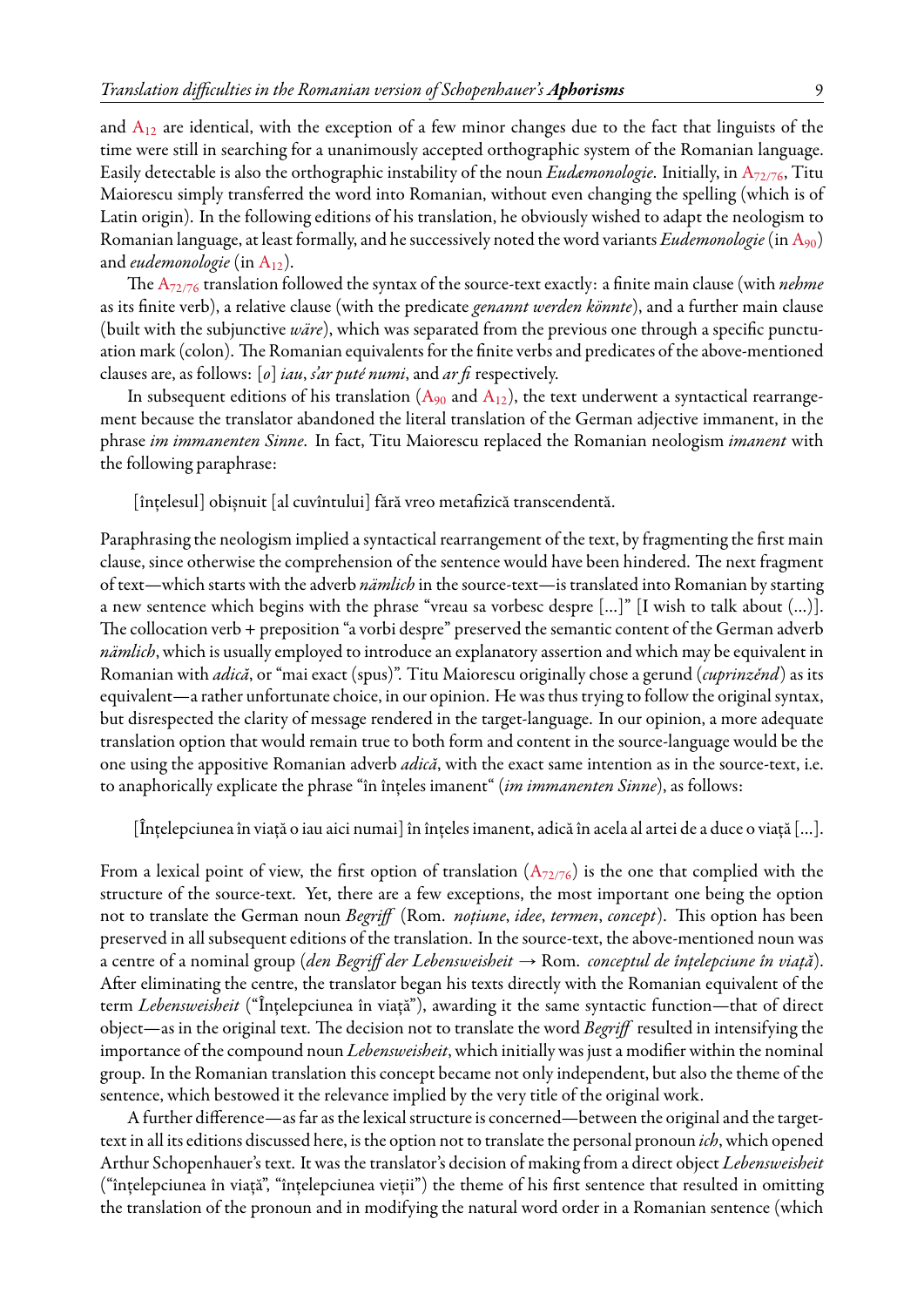and $A_{12}$ are identical, with the exception of a few minor changes due to the fact that linguists of the time were still in searching for a unanimously accepted orthographic system of the Romanian language. Easily detectable is also the orthographic instability of the noun *Eudæmonologie*. Initially, in $A_{72/76}$, Titu Maiorescu simply transferred the word into Romanian, without even changing the spelling (which is of Latin origin). In the following editions of his translation, he obviously wished to adapt the neologism to Romanian language, at least formally, and he successively noted the word variants *Eudemonologie* (in $A_{90}$) and *eudemonologie* (in $A_{12}$).

The $A_{72/76}$ translation followed the syntax of the source-text exactly: a finite main clause (with *nehme* as its finite verb), a relative clause (with the predicate *genannt werden könnte*), and a further main clause (built with the subjunctive *wäre*), which was separated from the previous one through a specific punctuation mark (colon). The Romanian equivalents for the finite verbs and predicates of the above-mentioned clauses are, as follows: [*o*] *iau*, *s'ar puté numi*, and *ar fi* respectively.

In subsequent editions of his translation ($A_{90}$ and $A_{12}$), the text underwent a syntactical rearrangement because the translator abandoned the literal translation of the German adjective immanent, in the phrase *im immanenten Sinne*. In fact, Titu Maiorescu replaced the Romanian neologism *imanent* with the following paraphrase:

> [înțelesul] obișnuit [al cuvîntului] fără vreo metafizică transcendentă.

Paraphrasing the neologism implied a syntactical rearrangement of the text, by fragmenting the first main clause, since otherwise the comprehension of the sentence would have been hindered. The next fragment of text—which starts with the adverb *nämlich* in the source-text—is translated into Romanian by starting a new sentence which begins with the phrase "vreau sa vorbesc despre [...]" [I wish to talk about (...)]. The collocation verb + preposition "a vorbi despre" preserved the semantic content of the German adverb *nämlich*, which is usually employed to introduce an explanatory assertion and which may be equivalent in Romanian with *adică*, or "mai exact (spus)". Titu Maiorescu originally chose a gerund (*cuprinzĕnd*) as its equivalent—a rather unfortunate choice, in our opinion. He was thus trying to follow the original syntax, but disrespected the clarity of message rendered in the target-language. In our opinion, a more adequate translation option that would remain true to both form and content in the source-language would be the one using the appositive Romanian adverb *adică*, with the exact same intention as in the source-text, i.e. to anaphorically explicate the phrase "în înțeles imanent" (*im immanenten Sinne*), as follows:

> [Înțelepciunea în viață o iau aici numai] în înțeles imanent, adică în acela al artei de a duce o viață [...].

From a lexical point of view, the first option of translation ($A_{72/76}$) is the one that complied with the structure of the source-text. Yet, there are a few exceptions, the most important one being the option not to translate the German noun *Begriff* (Rom. *noțiune*, *idee*, *termen*, *concept*). This option has been preserved in all subsequent editions of the translation. In the source-text, the above-mentioned noun was a centre of a nominal group (*den Begriff der Lebensweisheit* → Rom. *conceptul de înțelepciune în viață*). After eliminating the centre, the translator began his texts directly with the Romanian equivalent of the term *Lebensweisheit* ("Înțelepciunea în viață"), awarding it the same syntactic function—that of direct object—as in the original text. The decision not to translate the word *Begriff* resulted in intensifying the importance of the compound noun *Lebensweisheit*, which initially was just a modifier within the nominal group. In the Romanian translation this concept became not only independent, but also the theme of the sentence, which bestowed it the relevance implied by the very title of the original work.

A further difference—as far as the lexical structure is concerned—between the original and the target-text in all its editions discussed here, is the option not to translate the personal pronoun *ich*, which opened Arthur Schopenhauer's text. It was the translator's decision of making from a direct object *Lebensweisheit* ("înțelepciunea în viață", "înțelepciunea vieții") the theme of his first sentence that resulted in omitting the translation of the pronoun and in modifying the natural word order in a Romanian sentence (which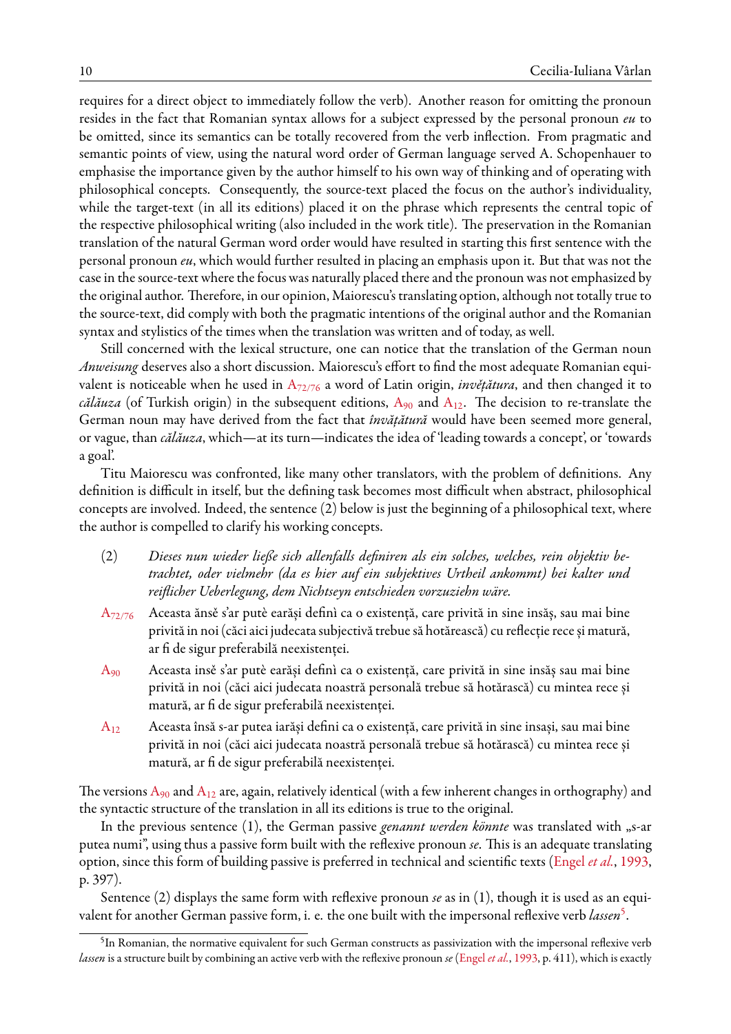requires for a direct object to immediately follow the verb). Another reason for omitting the pronoun resides in the fact that Romanian syntax allows for a subject expressed by the personal pronoun *eu* to be omitted, since its semantics can be totally recovered from the verb inflection. From pragmatic and semantic points of view, using the natural word order of German language served A. Schopenhauer to emphasise the importance given by the author himself to his own way of thinking and of operating with philosophical concepts. Consequently, the source-text placed the focus on the author's individuality, while the target-text (in all its editions) placed it on the phrase which represents the central topic of the respective philosophical writing (also included in the work title). The preservation in the Romanian translation of the natural German word order would have resulted in starting this first sentence with the personal pronoun *eu*, which would further resulted in placing an emphasis upon it. But that was not the case in the source-text where the focus was naturally placed there and the pronoun was not emphasized by the original author. Therefore, in our opinion, Maiorescu's translating option, although not totally true to the source-text, did comply with both the pragmatic intentions of the original author and the Romanian syntax and stylistics of the times when the translation was written and of today, as well.

Still concerned with the lexical structure, one can notice that the translation of the German noun *Anweisung* deserves also a short discussion. Maiorescu's effort to find the most adequate Romanian equivalent is noticeable when he used in $A_{72/76}$ a word of Latin origin, *invĕțătura*, and then changed it to *călăuza* (of Turkish origin) in the subsequent editions, $A_{90}$ and $A_{12}$. The decision to re-translate the German noun may have derived from the fact that *învățătură* would have been seemed more general, or vague, than *călăuza*, which—at its turn—indicates the idea of 'leading towards a concept', or 'towards a goal'.

Titu Maiorescu was confronted, like many other translators, with the problem of definitions. Any definition is difficult in itself, but the defining task becomes most difficult when abstract, philosophical concepts are involved. Indeed, the sentence (2) below is just the beginning of a philosophical text, where the author is compelled to clarify his working concepts.

(2) *Dieses nun wieder ließe sich allenfalls definiren als ein solches, welches, rein objektiv betrachtet, oder vielmehr (da es hier auf ein subjektives Urtheil ankommt) bei kalter und reiflicher Ueberlegung, dem Nichtseyn entschieden vorzuziehn wäre.*

$A_{72/76}$ Aceasta ănsĕ s'ar putè earăși definì ca o existență, care privită in sine insăș, sau mai bine privită in noi (căci aici judecata subjectivă trebue să hotărească) cu reflecție rece și matură, ar fi de sigur preferabilă neexistenței.

$A_{90}$ Aceasta insĕ s'ar putè earăși definì ca o existență, care privită in sine insăș sau mai bine privită in noi (căci aici judecata noastră personală trebue să hotărască) cu mintea rece și matură, ar fi de sigur preferabilă neexistenței.

$A_{12}$ Aceasta însă s-ar putea iarăși defini ca o existență, care privită in sine insași, sau mai bine privită in noi (căci aici judecata noastră personală trebue să hotărască) cu mintea rece și matură, ar fi de sigur preferabilă neexistenței.

The versions $A_{90}$ and $A_{12}$ are, again, relatively identical (with a few inherent changes in orthography) and the syntactic structure of the translation in all its editions is true to the original.

In the previous sentence (1), the German passive *genannt werden könnte* was translated with „s-ar putea numi", using thus a passive form built with the reflexive pronoun *se*. This is an adequate translating option, since this form of building passive is preferred in technical and scientific texts (Engel *et al.*, 1993, p. 397).

Sentence (2) displays the same form with reflexive pronoun *se* as in (1), though it is used as an equivalent for another German passive form, i. e. the one built with the impersonal reflexive verb *lassen*[5].

---

[5]In Romanian, the normative equivalent for such German constructs as passivization with the impersonal reflexive verb *lassen* is a structure built by combining an active verb with the reflexive pronoun *se* (Engel *et al.*, 1993, p. 411), which is exactly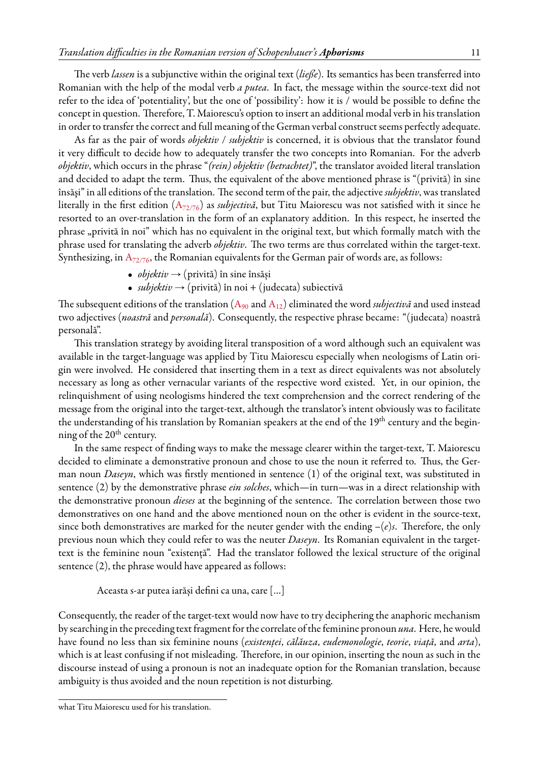The verb *lassen* is a subjunctive within the original text (*ließe*). Its semantics has been transferred into Romanian with the help of the modal verb *a putea*. In fact, the message within the source-text did not refer to the idea of 'potentiality', but the one of 'possibility': how it is / would be possible to define the concept in question. Therefore, T. Maiorescu's option to insert an additional modal verb in his translation in order to transfer the correct and full meaning of the German verbal construct seems perfectly adequate.

As far as the pair of words *objektiv* / *subjektiv* is concerned, it is obvious that the translator found it very difficult to decide how to adequately transfer the two concepts into Romanian. For the adverb *objektiv*, which occurs in the phrase "*(rein) objektiv (betrachtet)*", the translator avoided literal translation and decided to adapt the term. Thus, the equivalent of the above mentioned phrase is "(privită) în sine însăși" in all editions of the translation. The second term of the pair, the adjective *subjektiv*, was translated literally in the first edition ($A_{72/76}$) as *subjectivă*, but Titu Maiorescu was not satisfied with it since he resorted to an over-translation in the form of an explanatory addition. In this respect, he inserted the phrase „privită în noi" which has no equivalent in the original text, but which formally match with the phrase used for translating the adverb *objektiv*. The two terms are thus correlated within the target-text. Synthesizing, in $A_{72/76}$, the Romanian equivalents for the German pair of words are, as follows:

- *objektiv* → (privită) în sine însăși
- *subjektiv* → (privită) în noi + (judecata) subiectivă

The subsequent editions of the translation ($A_{90}$ and $A_{12}$) eliminated the word *subjectivă* and used instead two adjectives (*noastră* and *personală*). Consequently, the respective phrase became: "(judecata) noastră personală".

This translation strategy by avoiding literal transposition of a word although such an equivalent was available in the target-language was applied by Titu Maiorescu especially when neologisms of Latin origin were involved. He considered that inserting them in a text as direct equivalents was not absolutely necessary as long as other vernacular variants of the respective word existed. Yet, in our opinion, the relinquishment of using neologisms hindered the text comprehension and the correct rendering of the message from the original into the target-text, although the translator's intent obviously was to facilitate the understanding of his translation by Romanian speakers at the end of the 19th century and the beginning of the 20th century.

In the same respect of finding ways to make the message clearer within the target-text, T. Maiorescu decided to eliminate a demonstrative pronoun and chose to use the noun it referred to. Thus, the German noun *Daseyn*, which was firstly mentioned in sentence (1) of the original text, was substituted in sentence (2) by the demonstrative phrase *ein solches*, which—in turn—was in a direct relationship with the demonstrative pronoun *dieses* at the beginning of the sentence. The correlation between those two demonstratives on one hand and the above mentioned noun on the other is evident in the source-text, since both demonstratives are marked for the neuter gender with the ending –(*e*)*s*. Therefore, the only previous noun which they could refer to was the neuter *Daseyn*. Its Romanian equivalent in the target-text is the feminine noun "existență". Had the translator followed the lexical structure of the original sentence (2), the phrase would have appeared as follows:

> Aceasta s-ar putea iarăși defini ca una, care [...]

Consequently, the reader of the target-text would now have to try deciphering the anaphoric mechanism by searching in the preceding text fragment for the correlate of the feminine pronoun *una*. Here, he would have found no less than six feminine nouns (*existenței*, *călăuza*, *eudemonologie*, *teorie*, *viață*, and *arta*), which is at least confusing if not misleading. Therefore, in our opinion, inserting the noun as such in the discourse instead of using a pronoun is not an inadequate option for the Romanian translation, because ambiguity is thus avoided and the noun repetition is not disturbing.

---

what Titu Maiorescu used for his translation.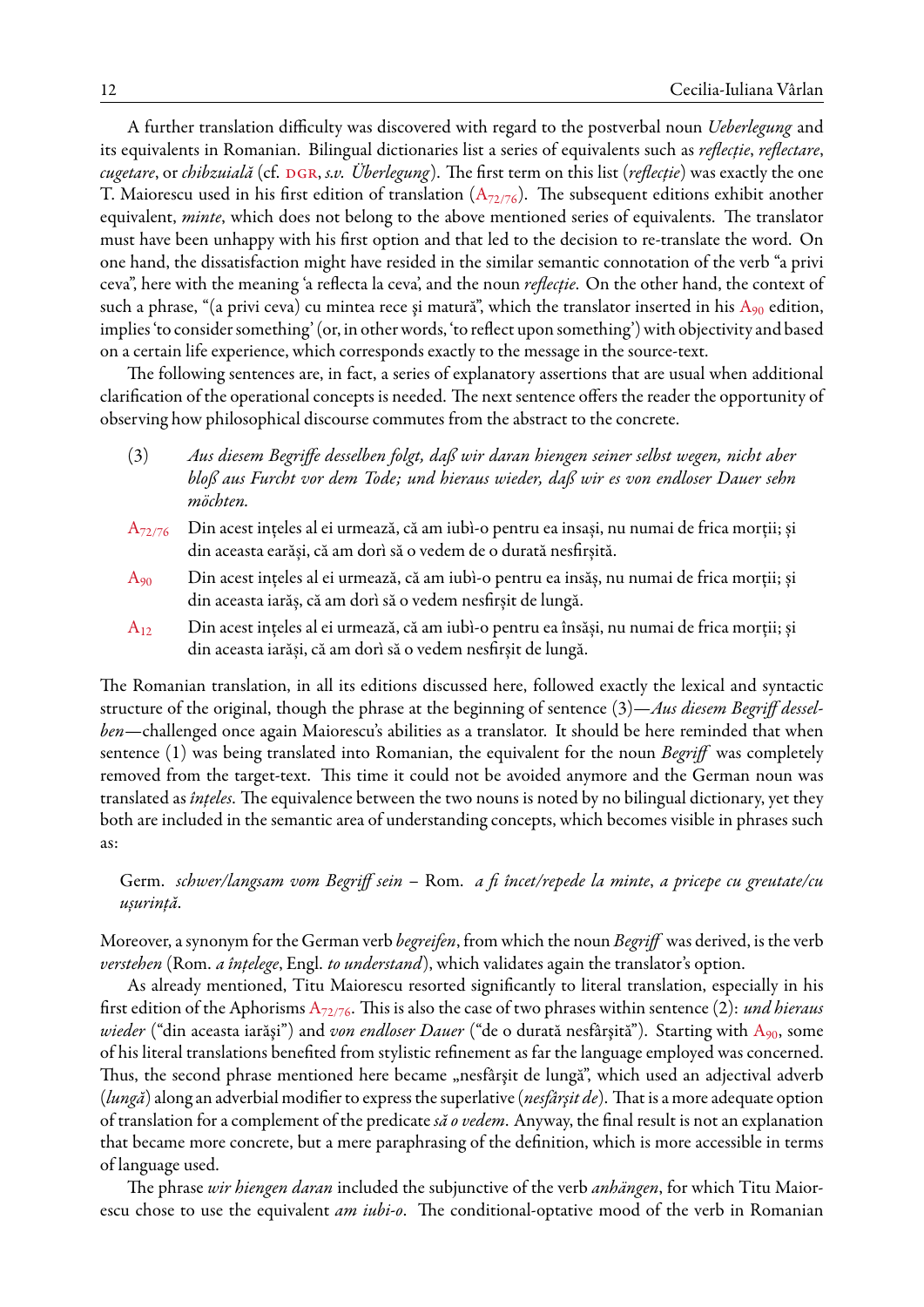A further translation difficulty was discovered with regard to the postverbal noun *Ueberlegung* and its equivalents in Romanian. Bilingual dictionaries list a series of equivalents such as *reflecție*, *reflectare*, *cugetare*, or *chibzuială* (cf. DGR, *s.v. Überlegung*). The first term on this list (*reflecție*) was exactly the one T. Maiorescu used in his first edition of translation ($A_{72/76}$). The subsequent editions exhibit another equivalent, *minte*, which does not belong to the above mentioned series of equivalents. The translator must have been unhappy with his first option and that led to the decision to re-translate the word. On one hand, the dissatisfaction might have resided in the similar semantic connotation of the verb "a privi ceva", here with the meaning 'a reflecta la ceva', and the noun *reflecție*. On the other hand, the context of such a phrase, "(a privi ceva) cu mintea rece și matură", which the translator inserted in his $A_{90}$ edition, implies 'to consider something' (or, in other words, 'to reflect upon something') with objectivity and based on a certain life experience, which corresponds exactly to the message in the source-text.

The following sentences are, in fact, a series of explanatory assertions that are usual when additional clarification of the operational concepts is needed. The next sentence offers the reader the opportunity of observing how philosophical discourse commutes from the abstract to the concrete.

(3) *Aus diesem Begriffe desselben folgt, daß wir daran hiengen seiner selbst wegen, nicht aber bloß aus Furcht vor dem Tode; und hieraus wieder, daß wir es von endloser Dauer sehn möchten.*

$A_{72/76}$ Din acest înțeles al ei urmează, că am iubì-o pentru ea insași, nu numai de frica morții; și din aceasta earăși, că am dorì să o vedem de o durată nesfirșită.

$A_{90}$ Din acest înțeles al ei urmează, că am iubì-o pentru ea insăș, nu numai de frica morții; și din aceasta iarăș, că am dorì să o vedem nesfirșit de lungă.

$A_{12}$ Din acest înțeles al ei urmează, că am iubì-o pentru ea însăși, nu numai de frica morții; și din aceasta iarăși, că am dorì să o vedem nesfirșit de lungă.

The Romanian translation, in all its editions discussed here, followed exactly the lexical and syntactic structure of the original, though the phrase at the beginning of sentence (3)—*Aus diesem Begriff desselben*—challenged once again Maiorescu's abilities as a translator. It should be here reminded that when sentence (1) was being translated into Romanian, the equivalent for the noun *Begriff* was completely removed from the target-text. This time it could not be avoided anymore and the German noun was translated as *înțeles*. The equivalence between the two nouns is noted by no bilingual dictionary, yet they both are included in the semantic area of understanding concepts, which becomes visible in phrases such as:

Germ. *schwer/langsam vom Begriff sein* – Rom. *a fi încet/repede la minte*, *a pricepe cu greutate/cu ușurință*.

Moreover, a synonym for the German verb *begreifen*, from which the noun *Begriff* was derived, is the verb *verstehen* (Rom. *a înțelege*, Engl. *to understand*), which validates again the translator's option.

As already mentioned, Titu Maiorescu resorted significantly to literal translation, especially in his first edition of the Aphorisms $A_{72/76}$. This is also the case of two phrases within sentence (2): *und hieraus wieder* ("din aceasta iarăși") and *von endloser Dauer* ("de o durată nesfârșită"). Starting with $A_{90}$, some of his literal translations benefited from stylistic refinement as far the language employed was concerned. Thus, the second phrase mentioned here became „nesfârșit de lungă", which used an adjectival adverb (*lungă*) along an adverbial modifier to express the superlative (*nesfârșit de*). That is a more adequate option of translation for a complement of the predicate *să o vedem*. Anyway, the final result is not an explanation that became more concrete, but a mere paraphrasing of the definition, which is more accessible in terms of language used.

The phrase *wir hiengen daran* included the subjunctive of the verb *anhängen*, for which Titu Maiorescu chose to use the equivalent *am iubi-o*. The conditional-optative mood of the verb in Romanian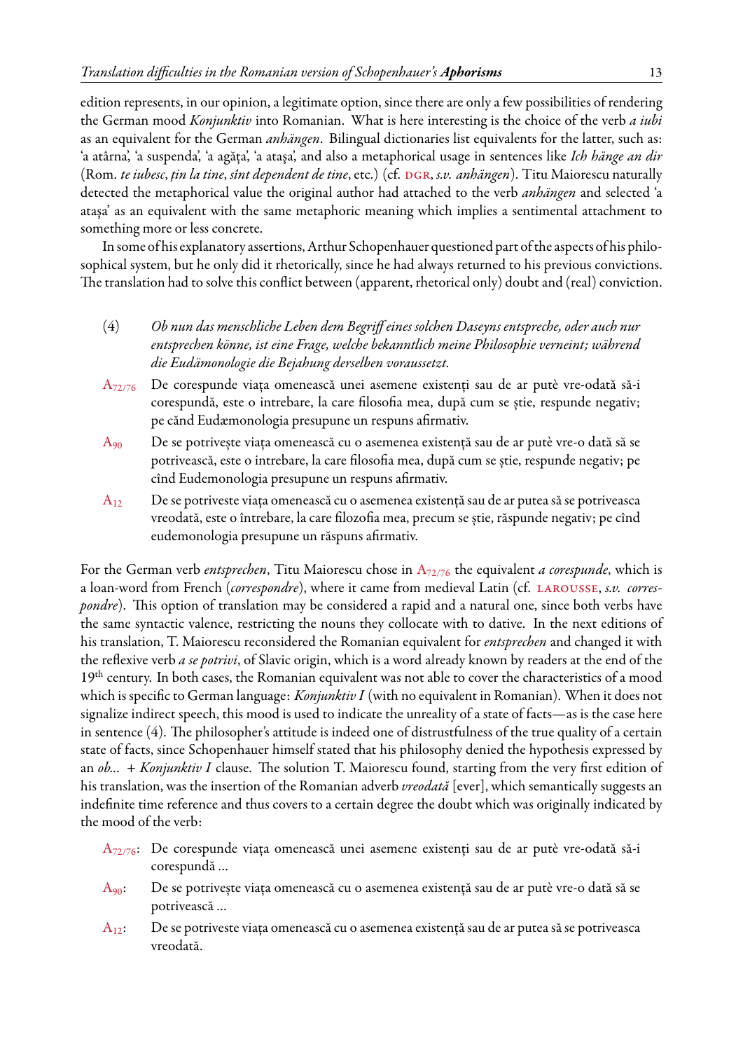edition represents, in our opinion, a legitimate option, since there are only a few possibilities of rendering the German mood *Konjunktiv* into Romanian. What is here interesting is the choice of the verb *a iubi* as an equivalent for the German *anhängen*. Bilingual dictionaries list equivalents for the latter, such as: 'a atârna', 'a suspenda', 'a agăța', 'a atașa', and also a metaphorical usage in sentences like *Ich hänge an dir* (Rom. *te iubesc*, *țin la tine*, *sînt dependent de tine*, etc.) (cf. DGR, *s.v. anhängen*). Titu Maiorescu naturally detected the metaphorical value the original author had attached to the verb *anhängen* and selected 'a atașa' as an equivalent with the same metaphoric meaning which implies a sentimental attachment to something more or less concrete.

In some of his explanatory assertions, Arthur Schopenhauer questioned part of the aspects of his philosophical system, but he only did it rhetorically, since he had always returned to his previous convictions. The translation had to solve this conflict between (apparent, rhetorical only) doubt and (real) conviction.

(4) *Ob nun das menschliche Leben dem Begriff eines solchen Daseyns entspreche, oder auch nur entsprechen könne, ist eine Frage, welche bekanntlich meine Philosophie verneint; während die Eudämonologie die Bejahung derselben voraussetzt.*

$A_{72/76}$ De corespunde viața omenească unei asemene existenți sau de ar putè vre-odată să-i corespundă, este o intrebare, la care filosofia mea, după cum se știe, respunde negativ; pe când Eudæmonologia presupune un respuns afirmativ.

$A_{90}$ De se potrivește viața omenească cu o asemenea existență sau de ar putè vre-o dată să se potrivească, este o intrebare, la care filosofia mea, după cum se știe, respunde negativ; pe cînd Eudemonologia presupune un respuns afirmativ.

$A_{12}$ De se potriveste viața omenească cu o asemenea existență sau de ar putea să se potriveasca vreodată, este o întrebare, la care filozofia mea, precum se știe, răspunde negativ; pe cînd eudemonologia presupune un răspuns afirmativ.

For the German verb *entsprechen*, Titu Maiorescu chose in $A_{72/76}$ the equivalent *a corespunde*, which is a loan-word from French (*correspondre*), where it came from medieval Latin (cf. LAROUSSE, *s.v. correspondre*). This option of translation may be considered a rapid and a natural one, since both verbs have the same syntactic valence, restricting the nouns they collocate with to dative. In the next editions of his translation, T. Maiorescu reconsidered the Romanian equivalent for *entsprechen* and changed it with the reflexive verb *a se potrivi*, of Slavic origin, which is a word already known by readers at the end of the 19th century. In both cases, the Romanian equivalent was not able to cover the characteristics of a mood which is specific to German language: *Konjunktiv I* (with no equivalent in Romanian). When it does not signalize indirect speech, this mood is used to indicate the unreality of a state of facts—as is the case here in sentence (4). The philosopher's attitude is indeed one of distrustfulness of the true quality of a certain state of facts, since Schopenhauer himself stated that his philosophy denied the hypothesis expressed by an *ob... + Konjunktiv I* clause. The solution T. Maiorescu found, starting from the very first edition of his translation, was the insertion of the Romanian adverb *vreodată* [ever], which semantically suggests an indefinite time reference and thus covers to a certain degree the doubt which was originally indicated by the mood of the verb:

$A_{72/76}$: De corespunde viața omenească unei asemene existenți sau de ar putè vre-odată să-i corespundă ...

$A_{90}$: De se potrivește viața omenească cu o asemenea existență sau de ar putè vre-o dată să se potrivească ...

$A_{12}$: De se potriveste viața omenească cu o asemenea existență sau de ar putea să se potriveasca vreodată.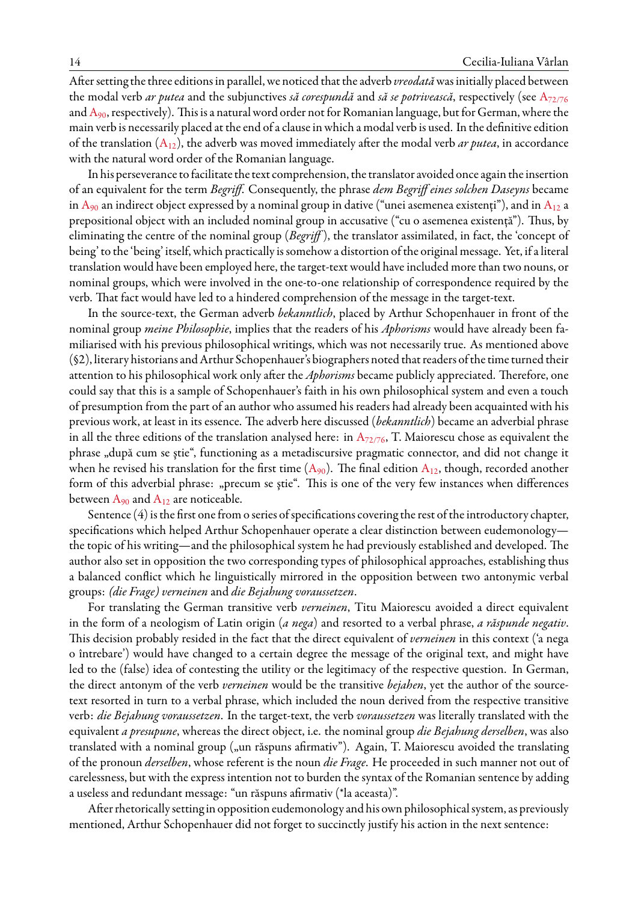After setting the three editions in parallel, we noticed that the adverb *vreodată* was initially placed between the modal verb *ar putea* and the subjunctives *să corespundă* and *să se potrivească*, respectively (see $A_{72/76}$ and $A_{90}$, respectively). This is a natural word order not for Romanian language, but for German, where the main verb is necessarily placed at the end of a clause in which a modal verb is used. In the definitive edition of the translation ($A_{12}$), the adverb was moved immediately after the modal verb *ar putea*, in accordance with the natural word order of the Romanian language.

In his perseverance to facilitate the text comprehension, the translator avoided once again the insertion of an equivalent for the term *Begriff*. Consequently, the phrase *dem Begriff eines solchen Daseyns* became in $A_{90}$ an indirect object expressed by a nominal group in dative ("unei asemenea existenți"), and in $A_{12}$ a prepositional object with an included nominal group in accusative ("cu o asemenea existență"). Thus, by eliminating the centre of the nominal group (*Begriff*), the translator assimilated, in fact, the 'concept of being' to the 'being' itself, which practically is somehow a distortion of the original message. Yet, if a literal translation would have been employed here, the target-text would have included more than two nouns, or nominal groups, which were involved in the one-to-one relationship of correspondence required by the verb. That fact would have led to a hindered comprehension of the message in the target-text.

In the source-text, the German adverb *bekanntlich*, placed by Arthur Schopenhauer in front of the nominal group *meine Philosophie*, implies that the readers of his *Aphorisms* would have already been familiarised with his previous philosophical writings, which was not necessarily true. As mentioned above (§2), literary historians and Arthur Schopenhauer's biographers noted that readers of the time turned their attention to his philosophical work only after the *Aphorisms* became publicly appreciated. Therefore, one could say that this is a sample of Schopenhauer's faith in his own philosophical system and even a touch of presumption from the part of an author who assumed his readers had already been acquainted with his previous work, at least in its essence. The adverb here discussed (*bekanntlich*) became an adverbial phrase in all the three editions of the translation analysed here: in $A_{72/76}$, T. Maiorescu chose as equivalent the phrase „după cum se ştie", functioning as a metadiscursive pragmatic connector, and did not change it when he revised his translation for the first time ($A_{90}$). The final edition $A_{12}$, though, recorded another form of this adverbial phrase: „precum se ştie". This is one of the very few instances when differences between $A_{90}$ and $A_{12}$ are noticeable.

Sentence (4) is the first one from o series of specifications covering the rest of the introductory chapter, specifications which helped Arthur Schopenhauer operate a clear distinction between eudemonology—the topic of his writing—and the philosophical system he had previously established and developed. The author also set in opposition the two corresponding types of philosophical approaches, establishing thus a balanced conflict which he linguistically mirrored in the opposition between two antonymic verbal groups: *(die Frage) verneinen* and *die Bejahung voraussetzen*.

For translating the German transitive verb *verneinen*, Titu Maiorescu avoided a direct equivalent in the form of a neologism of Latin origin (*a nega*) and resorted to a verbal phrase, *a răspunde negativ*. This decision probably resided in the fact that the direct equivalent of *verneinen* in this context ('a nega o întrebare') would have changed to a certain degree the message of the original text, and might have led to the (false) idea of contesting the utility or the legitimacy of the respective question. In German, the direct antonym of the verb *verneinen* would be the transitive *bejahen*, yet the author of the source-text resorted in turn to a verbal phrase, which included the noun derived from the respective transitive verb: *die Bejahung voraussetzen*. In the target-text, the verb *voraussetzen* was literally translated with the equivalent *a presupune*, whereas the direct object, i.e. the nominal group *die Bejahung derselben*, was also translated with a nominal group („un răspuns afirmativ"). Again, T. Maiorescu avoided the translating of the pronoun *derselben*, whose referent is the noun *die Frage*. He proceeded in such manner not out of carelessness, but with the express intention not to burden the syntax of the Romanian sentence by adding a useless and redundant message: "un răspuns afirmativ (*la aceasta)".

After rhetorically setting in opposition eudemonology and his own philosophical system, as previously mentioned, Arthur Schopenhauer did not forget to succinctly justify his action in the next sentence: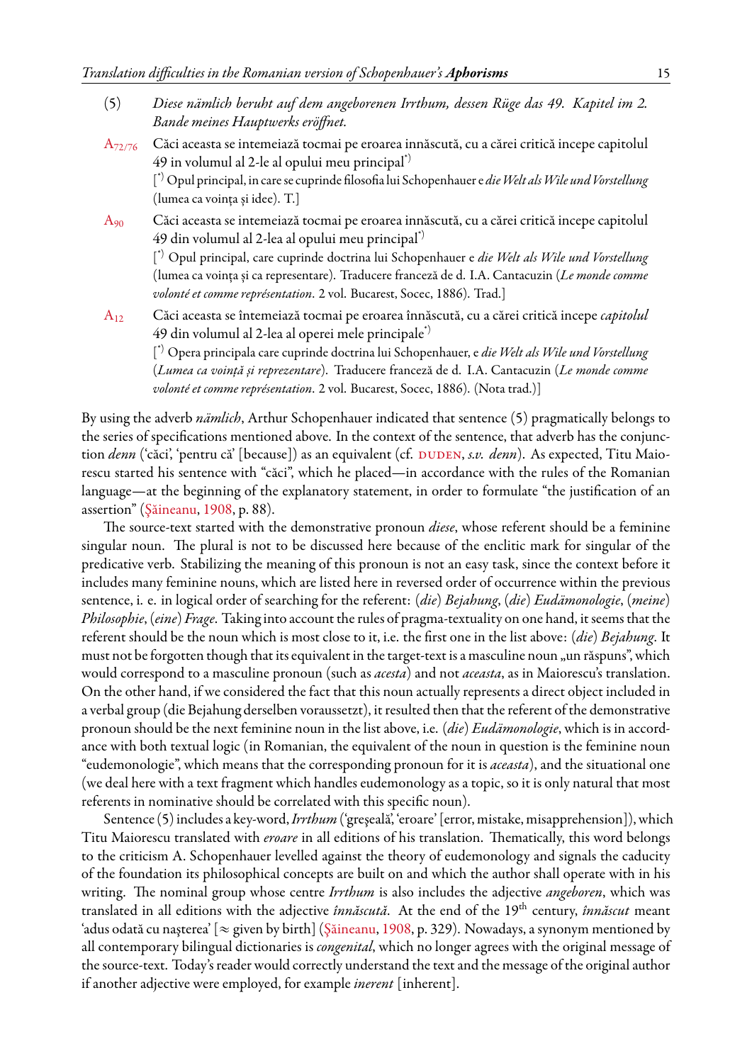(5) *Diese nämlich beruht auf dem angeborenen Irrthum, dessen Rüge das 49. Kapitel im 2. Bande meines Hauptwerks eröffnet.*

$A_{72/76}$ Căci aceasta se intemeiază tocmai pe eroarea innăscută, cu a cărei critică incepe capitolul 49 in volumul al 2-le al opului meu principal[*)]
[[*)] Opul principal, in care se cuprinde filosofia lui Schopenhauer e *die Welt als Wile und Vorstellung* (lumea ca voința și idee). T.]

$A_{90}$ Căci aceasta se intemeiază tocmai pe eroarea innăscută, cu a cărei critică incepe capitolul 49 din volumul al 2-lea al opului meu principal[*)]
[[*)] Opul principal, care cuprinde doctrina lui Schopenhauer e *die Welt als Wile und Vorstellung* (lumea ca voința și ca representare). Traducere franceză de d. I.A. Cantacuzin (*Le monde comme volonté et comme représentation*. 2 vol. Bucarest, Socec, 1886). Trad.]

$A_{12}$ Căci aceasta se întemeiază tocmai pe eroarea înnăscută, cu a cărei critică incepe *capitolul* 49 din volumul al 2-lea al operei mele principale[*)]
[[*)] Opera principala care cuprinde doctrina lui Schopenhauer, e *die Welt als Wile und Vorstellung* (*Lumea ca voință și reprezentare*). Traducere franceză de d. I.A. Cantacuzin (*Le monde comme volonté et comme représentation*. 2 vol. Bucarest, Socec, 1886). (Nota trad.)]

By using the adverb *nämlich*, Arthur Schopenhauer indicated that sentence (5) pragmatically belongs to the series of specifications mentioned above. In the context of the sentence, that adverb has the conjunction *denn* ('căci', 'pentru că' [because]) as an equivalent (cf. DUDEN, *s.v. denn*). As expected, Titu Maiorescu started his sentence with "căci", which he placed—in accordance with the rules of the Romanian language—at the beginning of the explanatory statement, in order to formulate "the justification of an assertion" (Șăineanu, 1908, p. 88).

The source-text started with the demonstrative pronoun *diese*, whose referent should be a feminine singular noun. The plural is not to be discussed here because of the enclitic mark for singular of the predicative verb. Stabilizing the meaning of this pronoun is not an easy task, since the context before it includes many feminine nouns, which are listed here in reversed order of occurrence within the previous sentence, i. e. in logical order of searching for the referent: (*die*) *Bejahung*, (*die*) *Eudämonologie*, (*meine*) *Philosophie*, (*eine*) *Frage*. Taking into account the rules of pragma-textuality on one hand, it seems that the referent should be the noun which is most close to it, i.e. the first one in the list above: (*die*) *Bejahung*. It must not be forgotten though that its equivalent in the target-text is a masculine noun „un răspuns", which would correspond to a masculine pronoun (such as *acesta*) and not *aceasta*, as in Maiorescu's translation. On the other hand, if we considered the fact that this noun actually represents a direct object included in a verbal group (die Bejahung derselben voraussetzt), it resulted then that the referent of the demonstrative pronoun should be the next feminine noun in the list above, i.e. (*die*) *Eudämonologie*, which is in accordance with both textual logic (in Romanian, the equivalent of the noun in question is the feminine noun "eudemonologie", which means that the corresponding pronoun for it is *aceasta*), and the situational one (we deal here with a text fragment which handles eudemonology as a topic, so it is only natural that most referents in nominative should be correlated with this specific noun).

Sentence (5) includes a key-word, *Irrthum* ('greșeală', 'eroare' [error, mistake, misapprehension]), which Titu Maiorescu translated with *eroare* in all editions of his translation. Thematically, this word belongs to the criticism A. Schopenhauer levelled against the theory of eudemonology and signals the caducity of the foundation its philosophical concepts are built on and which the author shall operate with in his writing. The nominal group whose centre *Irrthum* is also includes the adjective *angeboren*, which was translated in all editions with the adjective *înnăscută*. At the end of the 19th century, *înnăscut* meant 'adus odată cu nașterea' [≈ given by birth] (Șăineanu, 1908, p. 329). Nowadays, a synonym mentioned by all contemporary bilingual dictionaries is *congenital*, which no longer agrees with the original message of the source-text. Today's reader would correctly understand the text and the message of the original author if another adjective were employed, for example *inerent* [inherent].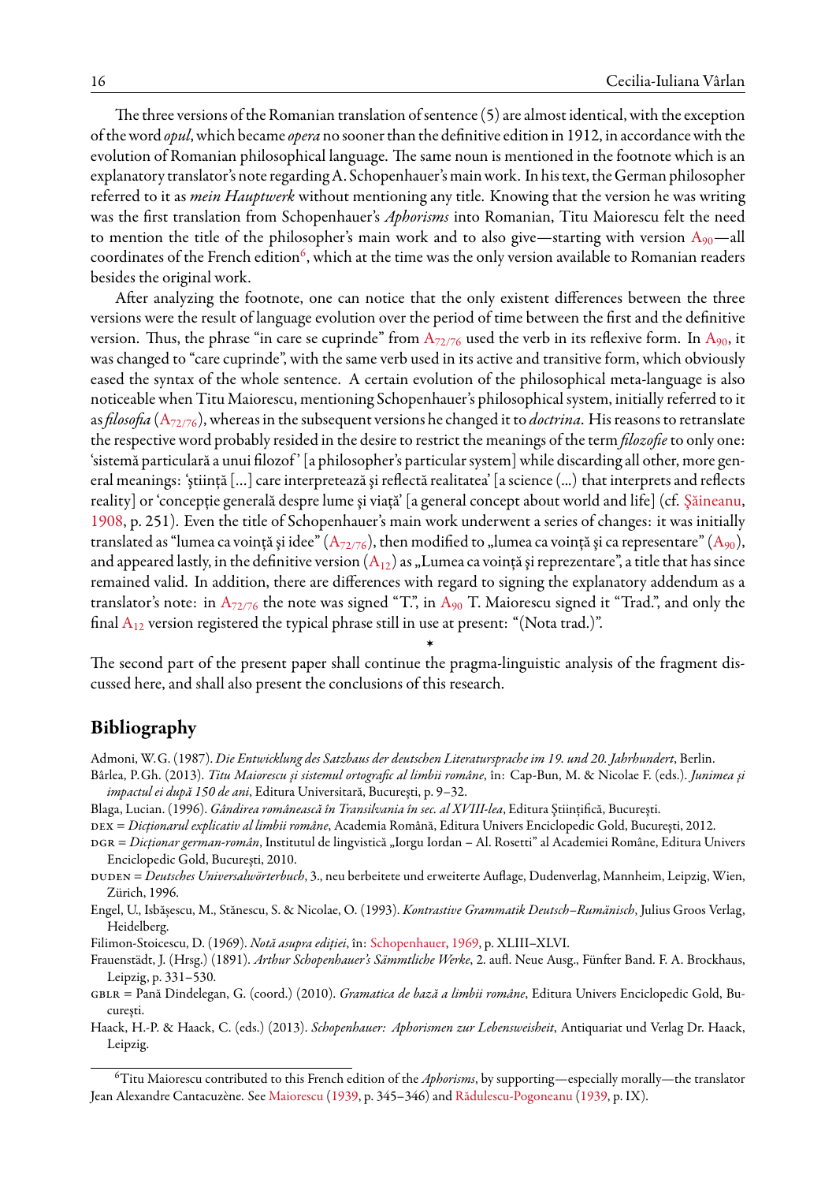The three versions of the Romanian translation of sentence (5) are almost identical, with the exception of the word *opul*, which became *opera* no sooner than the definitive edition in 1912, in accordance with the evolution of Romanian philosophical language. The same noun is mentioned in the footnote which is an explanatory translator's note regarding A. Schopenhauer's main work. In his text, the German philosopher referred to it as *mein Hauptwerk* without mentioning any title. Knowing that the version he was writing was the first translation from Schopenhauer's *Aphorisms* into Romanian, Titu Maiorescu felt the need to mention the title of the philosopher's main work and to also give—starting with version $A_{90}$—all coordinates of the French edition[6], which at the time was the only version available to Romanian readers besides the original work.

After analyzing the footnote, one can notice that the only existent differences between the three versions were the result of language evolution over the period of time between the first and the definitive version. Thus, the phrase "in care se cuprinde" from $A_{72/76}$ used the verb in its reflexive form. In $A_{90}$, it was changed to "care cuprinde", with the same verb used in its active and transitive form, which obviously eased the syntax of the whole sentence. A certain evolution of the philosophical meta-language is also noticeable when Titu Maiorescu, mentioning Schopenhauer's philosophical system, initially referred to it as *filosofia* ($A_{72/76}$), whereas in the subsequent versions he changed it to *doctrina*. His reasons to retranslate the respective word probably resided in the desire to restrict the meanings of the term *filozofie* to only one: 'sistemă particulară a unui filozof' [a philosopher's particular system] while discarding all other, more general meanings: 'știință [...] care interpretează și reflectă realitatea' [a science (...) that interprets and reflects reality] or 'concepție generală despre lume și viață' [a general concept about world and life] (cf. Șăineanu, 1908, p. 251). Even the title of Schopenhauer's main work underwent a series of changes: it was initially translated as "lumea ca voință și idee" ($A_{72/76}$), then modified to „lumea ca voință și ca representare" ($A_{90}$), and appeared lastly, in the definitive version ($A_{12}$) as „Lumea ca voință și reprezentare", a title that has since remained valid. In addition, there are differences with regard to signing the explanatory addendum as a translator's note: in $A_{72/76}$ the note was signed "T.", in $A_{90}$ T. Maiorescu signed it "Trad.", and only the final $A_{12}$ version registered the typical phrase still in use at present: "(Nota trad.)".

*

The second part of the present paper shall continue the pragma-linguistic analysis of the fragment discussed here, and shall also present the conclusions of this research.

## Bibliography

Admoni, W. G. (1987). *Die Entwicklung des Satzbaus der deutschen Literatursprache im 19. und 20. Jahrhundert*, Berlin.

Bârlea, P. Gh. (2013). *Titu Maiorescu și sistemul ortografic al limbii române*, în: Cap-Bun, M. & Nicolae F. (eds.). *Junimea și impactul ei după 150 de ani*, Editura Universitară, București, p. 9–32.

Blaga, Lucian. (1996). *Gândirea românească în Transilvania în sec. al XVIII-lea*, Editura Științifică, București.

DEX = *Dicționarul explicativ al limbii române*, Academia Română, Editura Univers Enciclopedic Gold, București, 2012.

DGR = *Dicționar german-român*, Institutul de lingvistică „Iorgu Iordan – Al. Rosetti" al Academiei Române, Editura Univers Enciclopedic Gold, București, 2010.

DUDEN = *Deutsches Universalwörterbuch*, 3., neu berbeitete und erweiterte Auflage, Dudenverlag, Mannheim, Leipzig, Wien, Zürich, 1996.

Engel, U., Isbășescu, M., Stănescu, S. & Nicolae, O. (1993). *Kontrastive Grammatik Deutsch–Rumänisch*, Julius Groos Verlag, Heidelberg.

Filimon-Stoicescu, D. (1969). *Notă asupra ediției*, în: Schopenhauer, 1969, p. XLIII–XLVI.

Frauenstädt, J. (Hrsg.) (1891). *Arthur Schopenhauer's Sämmtliche Werke*, 2. aufl. Neue Ausg., Fünfter Band. F. A. Brockhaus, Leipzig, p. 331–530.

GBLR = Pană Dindelegan, G. (coord.) (2010). *Gramatica de bază a limbii române*, Editura Univers Enciclopedic Gold, București.

Haack, H.-P. & Haack, C. (eds.) (2013). *Schopenhauer: Aphorismen zur Lebensweisheit*, Antiquariat und Verlag Dr. Haack, Leipzig.

[6] Titu Maiorescu contributed to this French edition of the *Aphorisms*, by supporting—especially morally—the translator Jean Alexandre Cantacuzène. See Maiorescu (1939, p. 345–346) and Rădulescu-Pogoneanu (1939, p. IX).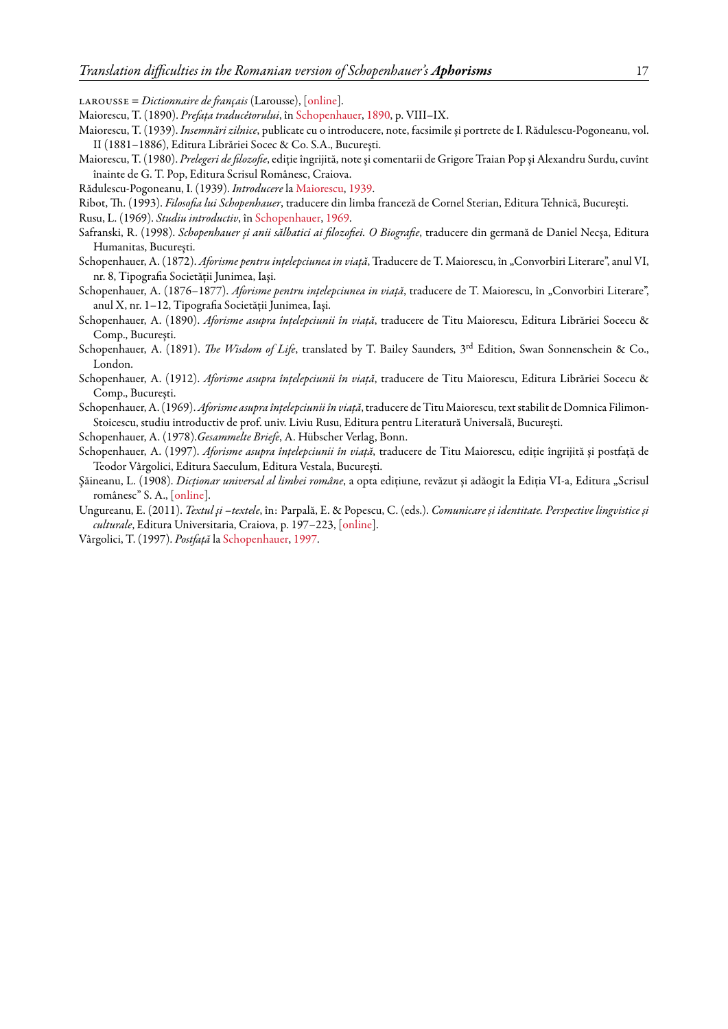LAROUSSE = *Dictionnaire de français* (Larousse), [online].

Maiorescu, T. (1890). *Prefața traducĕtorului*, în Schopenhauer, 1890, p. VIII–IX.

Maiorescu, T. (1939). *Insemnări zilnice*, publicate cu o introducere, note, facsimile şi portrete de I. Rădulescu-Pogoneanu, vol. II (1881–1886), Editura Librăriei Socec & Co. S.A., Bucureşti.

Maiorescu, T. (1980). *Prelegeri de filozofie*, ediție îngrijită, note și comentarii de Grigore Traian Pop și Alexandru Surdu, cuvînt înainte de G. T. Pop, Editura Scrisul Românesc, Craiova.

Rădulescu-Pogoneanu, I. (1939). *Introducere* la Maiorescu, 1939.

Ribot, Th. (1993). *Filosofia lui Schopenhauer*, traducere din limba franceză de Cornel Sterian, Editura Tehnică, București.

Rusu, L. (1969). *Studiu introductiv*, în Schopenhauer, 1969.

Safranski, R. (1998). *Schopenhauer și anii sălbatici ai filozofiei. O Biografie*, traducere din germană de Daniel Necșa, Editura Humanitas, Bucureşti.

Schopenhauer, A. (1872). *Aforisme pentru ințelepciunea in viață*, Traducere de T. Maiorescu, în „Convorbiri Literare", anul VI, nr. 8, Tipografia Societății Junimea, Iași.

Schopenhauer, A. (1876–1877). *Aforisme pentru ințelepciunea in viață*, traducere de T. Maiorescu, în „Convorbiri Literare", anul X, nr. 1–12, Tipografia Societății Junimea, Iași.

Schopenhauer, A. (1890). *Aforisme asupra înțelepciunii în viață*, traducere de Titu Maiorescu, Editura Librăriei Socecu & Comp., București.

Schopenhauer, A. (1891). *The Wisdom of Life*, translated by T. Bailey Saunders, 3rd Edition, Swan Sonnenschein & Co., London.

Schopenhauer, A. (1912). *Aforisme asupra înțelepciunii în viață*, traducere de Titu Maiorescu, Editura Librăriei Socecu & Comp., București.

Schopenhauer, A. (1969). *Aforisme asupra înțelepciunii în viață*, traducere de Titu Maiorescu, text stabilit de Domnica Filimon-Stoicescu, studiu introductiv de prof. univ. Liviu Rusu, Editura pentru Literatură Universală, București.

Schopenhauer, A. (1978). *Gesammelte Briefe*, A. Hübscher Verlag, Bonn.

Schopenhauer, A. (1997). *Aforisme asupra înțelepciunii în viață*, traducere de Titu Maiorescu, ediție îngrijită și postfață de Teodor Vârgolici, Editura Saeculum, Editura Vestala, București.

Şăineanu, L. (1908). *Dicționar universal al limbei române*, a opta edițiune, revăzut și adăogit la Ediția VI-a, Editura „Scrisul românesc" S. A., [online].

Ungureanu, E. (2011). *Textul și –textele*, în: Parpală, E. & Popescu, C. (eds.). *Comunicare și identitate. Perspective lingvistice și culturale*, Editura Universitaria, Craiova, p. 197–223, [online].

Vârgolici, T. (1997). *Postfață* la Schopenhauer, 1997.